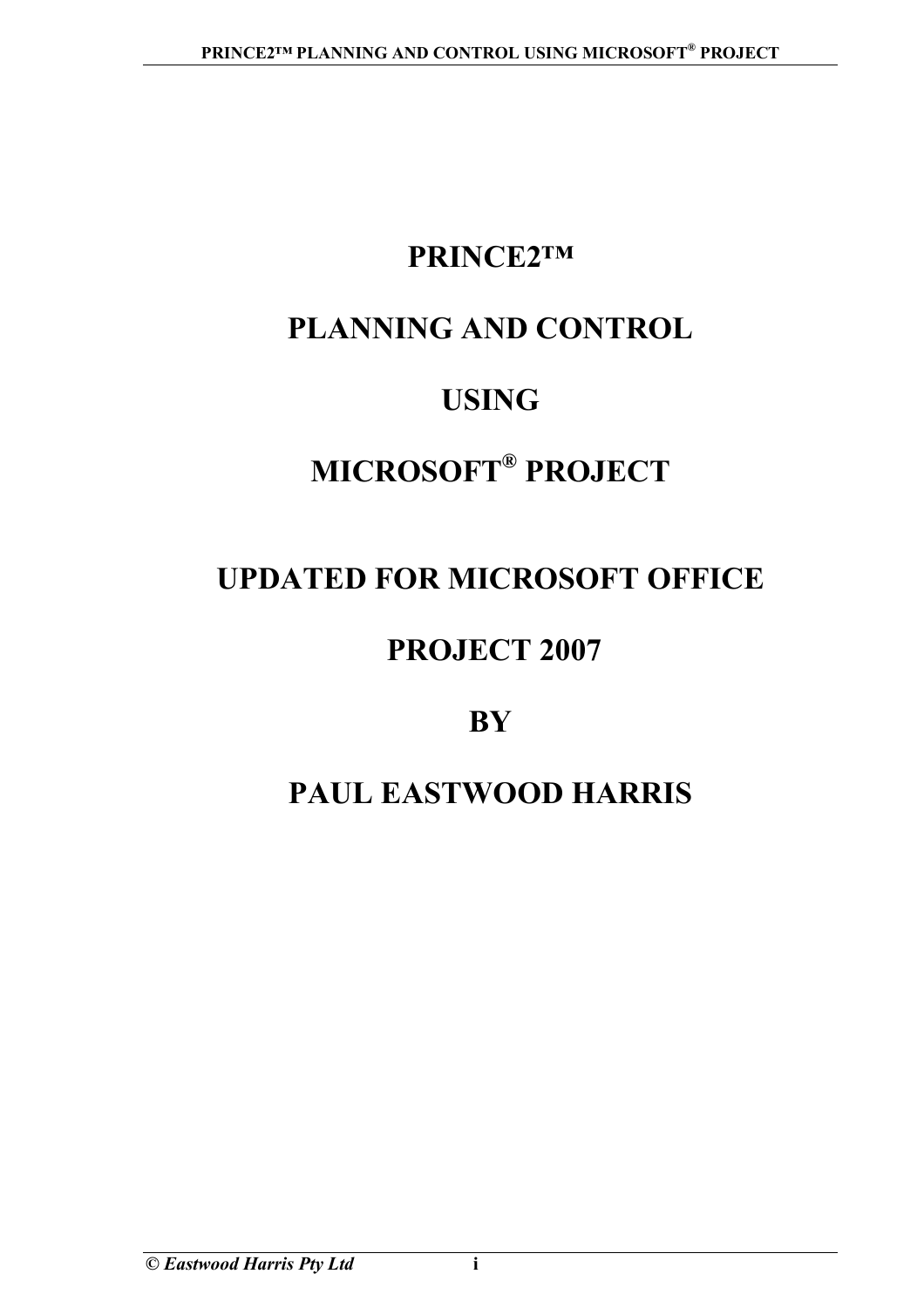# PRINCE2™

# PLANNING AND CONTROL

# USING

# MICROSOFT® PROJECT

# UPDATED FOR MICROSOFT OFFICE

# PROJECT 2007

# BY

# PAUL EASTWOOD HARRIS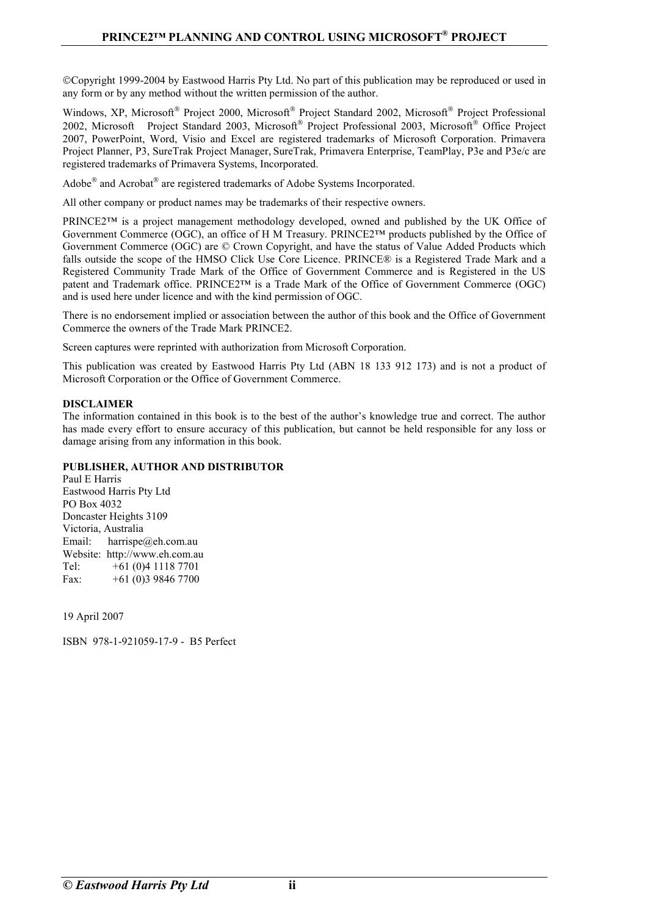©Copyright 1999-2004 by Eastwood Harris Pty Ltd. No part of this publication may be reproduced or used in any form or by any method without the written permission of the author.

Windows, XP, Microsoft® Project 2000, Microsoft® Project Standard 2002, Microsoft® Project Professional 2002, Microsoft Project Standard 2003, Microsoft® Project Professional 2003, Microsoft® Office Project 2007, PowerPoint, Word, Visio and Excel are registered trademarks of Microsoft Corporation. Primavera Project Planner, P3, SureTrak Project Manager, SureTrak, Primavera Enterprise, TeamPlay, P3e and P3e/c are registered trademarks of Primavera Systems, Incorporated.

Adobe® and Acrobat® are registered trademarks of Adobe Systems Incorporated.

All other company or product names may be trademarks of their respective owners.

PRINCE2™ is a project management methodology developed, owned and published by the UK Office of Government Commerce (OGC), an office of H M Treasury. PRINCE2™ products published by the Office of Government Commerce (OGC) are © Crown Copyright, and have the status of Value Added Products which falls outside the scope of the HMSO Click Use Core Licence. PRINCE® is a Registered Trade Mark and a Registered Community Trade Mark of the Office of Government Commerce and is Registered in the US patent and Trademark office. PRINCE2™ is a Trade Mark of the Office of Government Commerce (OGC) and is used here under licence and with the kind permission of OGC.

There is no endorsement implied or association between the author of this book and the Office of Government Commerce the owners of the Trade Mark PRINCE2.

Screen captures were reprinted with authorization from Microsoft Corporation.

This publication was created by Eastwood Harris Pty Ltd (ABN 18 133 912 173) and is not a product of Microsoft Corporation or the Office of Government Commerce.

**DISCLAIMER**
The information contained in this book is to the best of the author's knowledge true and correct. The author has made every effort to ensure accuracy of this publication, but cannot be held responsible for any loss or damage arising from any information in this book.

**PUBLISHER, AUTHOR AND DISTRIBUTOR**
Paul E Harris
Eastwood Harris Pty Ltd
PO Box 4032
Doncaster Heights 3109
Victoria, Australia
Email: harrispe@eh.com.au
Website: http://www.eh.com.au
Tel: +61 (0)4 1118 7701
Fax: +61 (0)3 9846 7700

19 April 2007

ISBN 978-1-921059-17-9 - B5 Perfect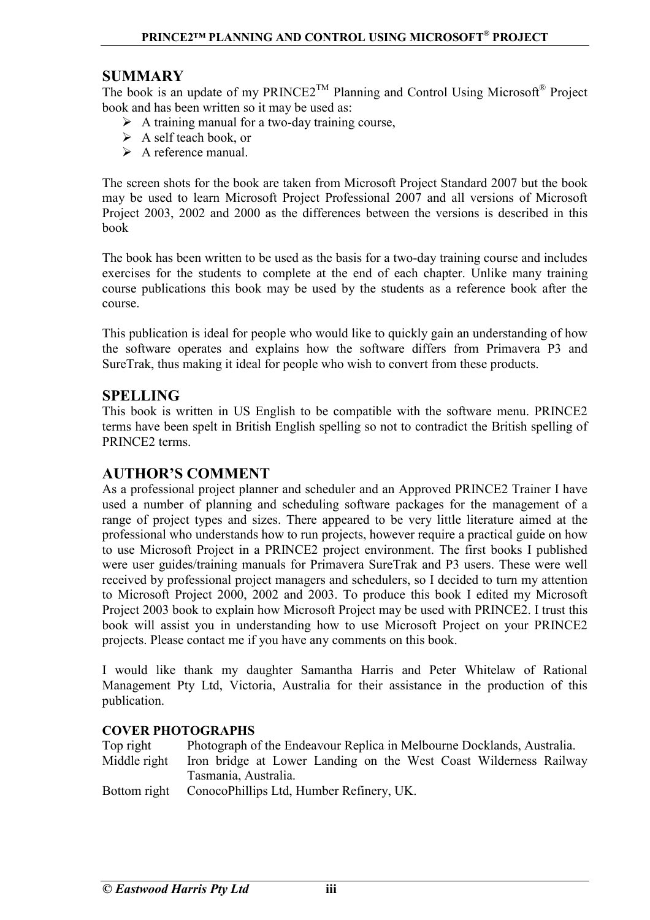## SUMMARY

The book is an update of my PRINCE2™ Planning and Control Using Microsoft® Project book and has been written so it may be used as:

- A training manual for a two-day training course,
- A self teach book, or
- A reference manual.

The screen shots for the book are taken from Microsoft Project Standard 2007 but the book may be used to learn Microsoft Project Professional 2007 and all versions of Microsoft Project 2003, 2002 and 2000 as the differences between the versions is described in this book

The book has been written to be used as the basis for a two-day training course and includes exercises for the students to complete at the end of each chapter. Unlike many training course publications this book may be used by the students as a reference book after the course.

This publication is ideal for people who would like to quickly gain an understanding of how the software operates and explains how the software differs from Primavera P3 and SureTrak, thus making it ideal for people who wish to convert from these products.

## SPELLING

This book is written in US English to be compatible with the software menu. PRINCE2 terms have been spelt in British English spelling so not to contradict the British spelling of PRINCE2 terms.

## AUTHOR'S COMMENT

As a professional project planner and scheduler and an Approved PRINCE2 Trainer I have used a number of planning and scheduling software packages for the management of a range of project types and sizes. There appeared to be very little literature aimed at the professional who understands how to run projects, however require a practical guide on how to use Microsoft Project in a PRINCE2 project environment. The first books I published were user guides/training manuals for Primavera SureTrak and P3 users. These were well received by professional project managers and schedulers, so I decided to turn my attention to Microsoft Project 2000, 2002 and 2003. To produce this book I edited my Microsoft Project 2003 book to explain how Microsoft Project may be used with PRINCE2. I trust this book will assist you in understanding how to use Microsoft Project on your PRINCE2 projects. Please contact me if you have any comments on this book.

I would like thank my daughter Samantha Harris and Peter Whitelaw of Rational Management Pty Ltd, Victoria, Australia for their assistance in the production of this publication.

**COVER PHOTOGRAPHS**

| | |
|---|---|
| Top right | Photograph of the Endeavour Replica in Melbourne Docklands, Australia. |
| Middle right | Iron bridge at Lower Landing on the West Coast Wilderness Railway Tasmania, Australia. |
| Bottom right | ConocoPhillips Ltd, Humber Refinery, UK. |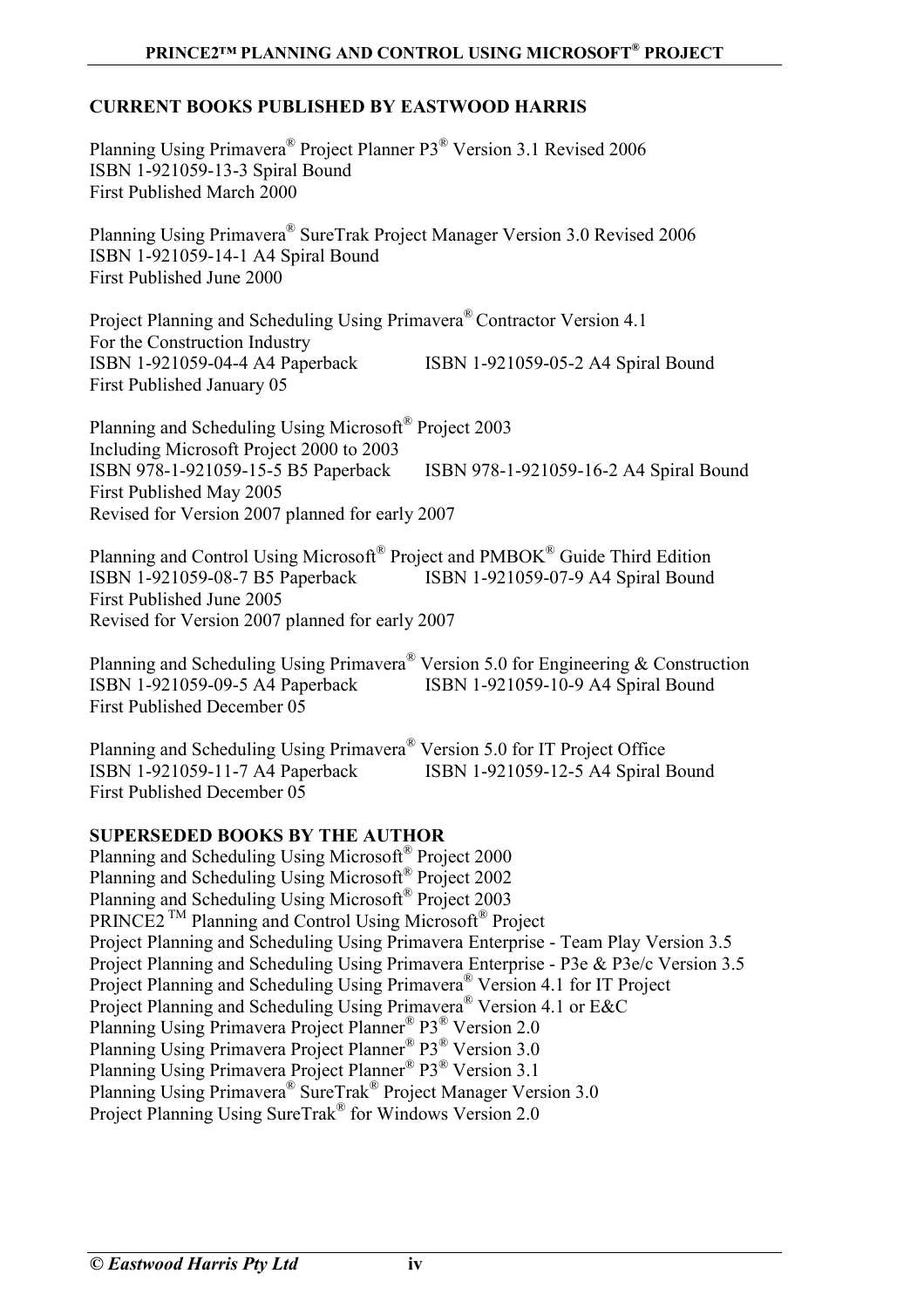## CURRENT BOOKS PUBLISHED BY EASTWOOD HARRIS

Planning Using Primavera® Project Planner P3® Version 3.1 Revised 2006
ISBN 1-921059-13-3 Spiral Bound
First Published March 2000

Planning Using Primavera® SureTrak Project Manager Version 3.0 Revised 2006
ISBN 1-921059-14-1 A4 Spiral Bound
First Published June 2000

Project Planning and Scheduling Using Primavera® Contractor Version 4.1
For the Construction Industry
ISBN 1-921059-04-4 A4 Paperback ISBN 1-921059-05-2 A4 Spiral Bound
First Published January 05

Planning and Scheduling Using Microsoft® Project 2003
Including Microsoft Project 2000 to 2003
ISBN 978-1-921059-15-5 B5 Paperback ISBN 978-1-921059-16-2 A4 Spiral Bound
First Published May 2005
Revised for Version 2007 planned for early 2007

Planning and Control Using Microsoft® Project and PMBOK® Guide Third Edition
ISBN 1-921059-08-7 B5 Paperback ISBN 1-921059-07-9 A4 Spiral Bound
First Published June 2005
Revised for Version 2007 planned for early 2007

Planning and Scheduling Using Primavera® Version 5.0 for Engineering & Construction
ISBN 1-921059-09-5 A4 Paperback ISBN 1-921059-10-9 A4 Spiral Bound
First Published December 05

Planning and Scheduling Using Primavera® Version 5.0 for IT Project Office
ISBN 1-921059-11-7 A4 Paperback ISBN 1-921059-12-5 A4 Spiral Bound
First Published December 05

## SUPERSEDED BOOKS BY THE AUTHOR

Planning and Scheduling Using Microsoft® Project 2000
Planning and Scheduling Using Microsoft® Project 2002
Planning and Scheduling Using Microsoft® Project 2003
PRINCE2 ™ Planning and Control Using Microsoft® Project
Project Planning and Scheduling Using Primavera Enterprise - Team Play Version 3.5
Project Planning and Scheduling Using Primavera Enterprise - P3e & P3e/c Version 3.5
Project Planning and Scheduling Using Primavera® Version 4.1 for IT Project
Project Planning and Scheduling Using Primavera® Version 4.1 or E&C
Planning Using Primavera Project Planner® P3® Version 2.0
Planning Using Primavera Project Planner® P3® Version 3.0
Planning Using Primavera Project Planner® P3® Version 3.1
Planning Using Primavera® SureTrak® Project Manager Version 3.0
Project Planning Using SureTrak® for Windows Version 2.0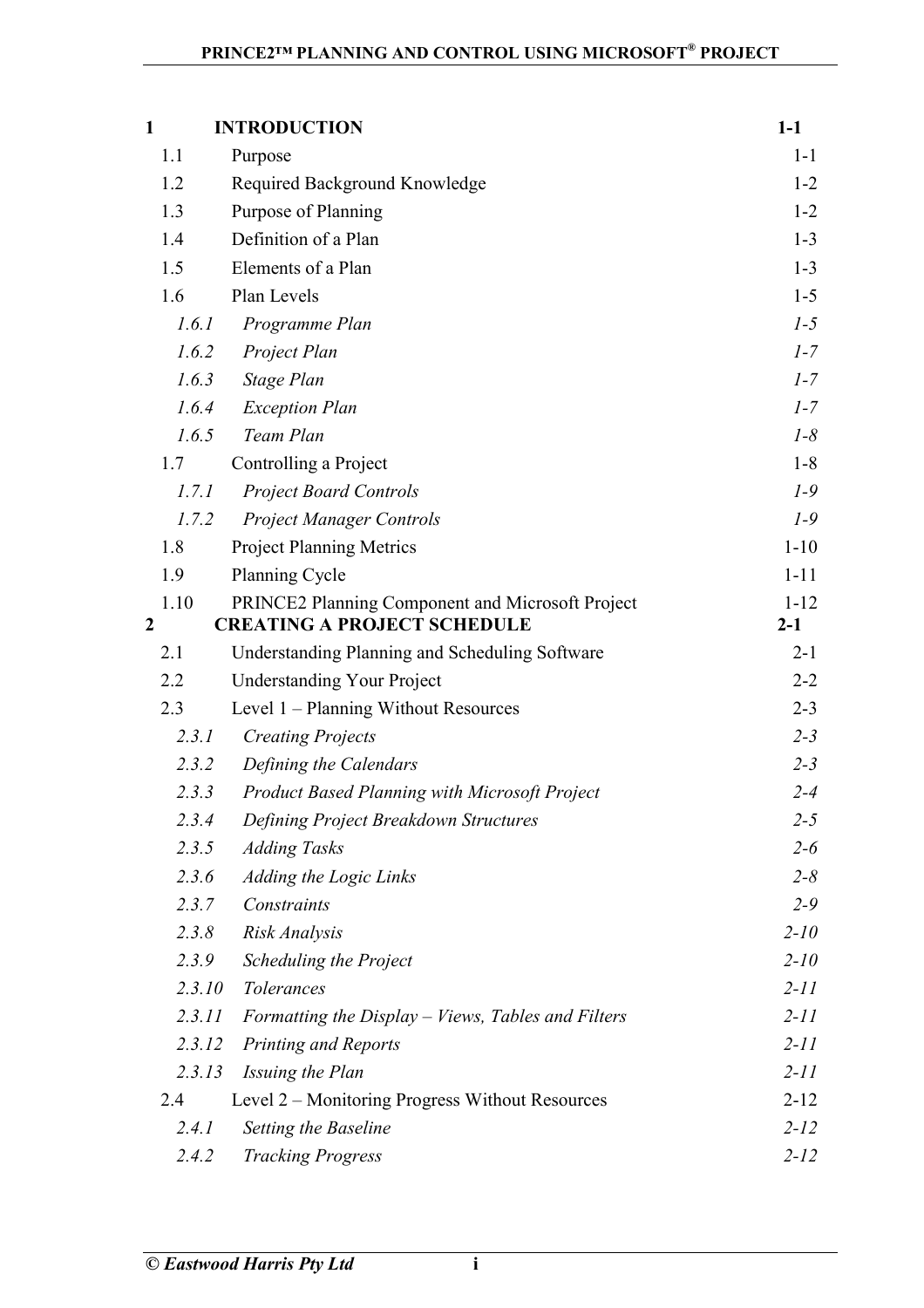| | | |
|---|---|---|
| **1** | **INTRODUCTION** | **1-1** |
| 1.1 | Purpose | 1-1 |
| 1.2 | Required Background Knowledge | 1-2 |
| 1.3 | Purpose of Planning | 1-2 |
| 1.4 | Definition of a Plan | 1-3 |
| 1.5 | Elements of a Plan | 1-3 |
| 1.6 | Plan Levels | 1-5 |
| *1.6.1* | *Programme Plan* | *1-5* |
| *1.6.2* | *Project Plan* | *1-7* |
| *1.6.3* | *Stage Plan* | *1-7* |
| *1.6.4* | *Exception Plan* | *1-7* |
| *1.6.5* | *Team Plan* | *1-8* |
| 1.7 | Controlling a Project | 1-8 |
| *1.7.1* | *Project Board Controls* | *1-9* |
| *1.7.2* | *Project Manager Controls* | *1-9* |
| 1.8 | Project Planning Metrics | 1-10 |
| 1.9 | Planning Cycle | 1-11 |
| 1.10 | PRINCE2 Planning Component and Microsoft Project | 1-12 |
| **2** | **CREATING A PROJECT SCHEDULE** | **2-1** |
| 2.1 | Understanding Planning and Scheduling Software | 2-1 |
| 2.2 | Understanding Your Project | 2-2 |
| 2.3 | Level 1 – Planning Without Resources | 2-3 |
| *2.3.1* | *Creating Projects* | *2-3* |
| *2.3.2* | *Defining the Calendars* | *2-3* |
| *2.3.3* | *Product Based Planning with Microsoft Project* | *2-4* |
| *2.3.4* | *Defining Project Breakdown Structures* | *2-5* |
| *2.3.5* | *Adding Tasks* | *2-6* |
| *2.3.6* | *Adding the Logic Links* | *2-8* |
| *2.3.7* | *Constraints* | *2-9* |
| *2.3.8* | *Risk Analysis* | *2-10* |
| *2.3.9* | *Scheduling the Project* | *2-10* |
| *2.3.10* | *Tolerances* | *2-11* |
| *2.3.11* | *Formatting the Display – Views, Tables and Filters* | *2-11* |
| *2.3.12* | *Printing and Reports* | *2-11* |
| *2.3.13* | *Issuing the Plan* | *2-11* |
| 2.4 | Level 2 – Monitoring Progress Without Resources | 2-12 |
| *2.4.1* | *Setting the Baseline* | *2-12* |
| *2.4.2* | *Tracking Progress* | *2-12* |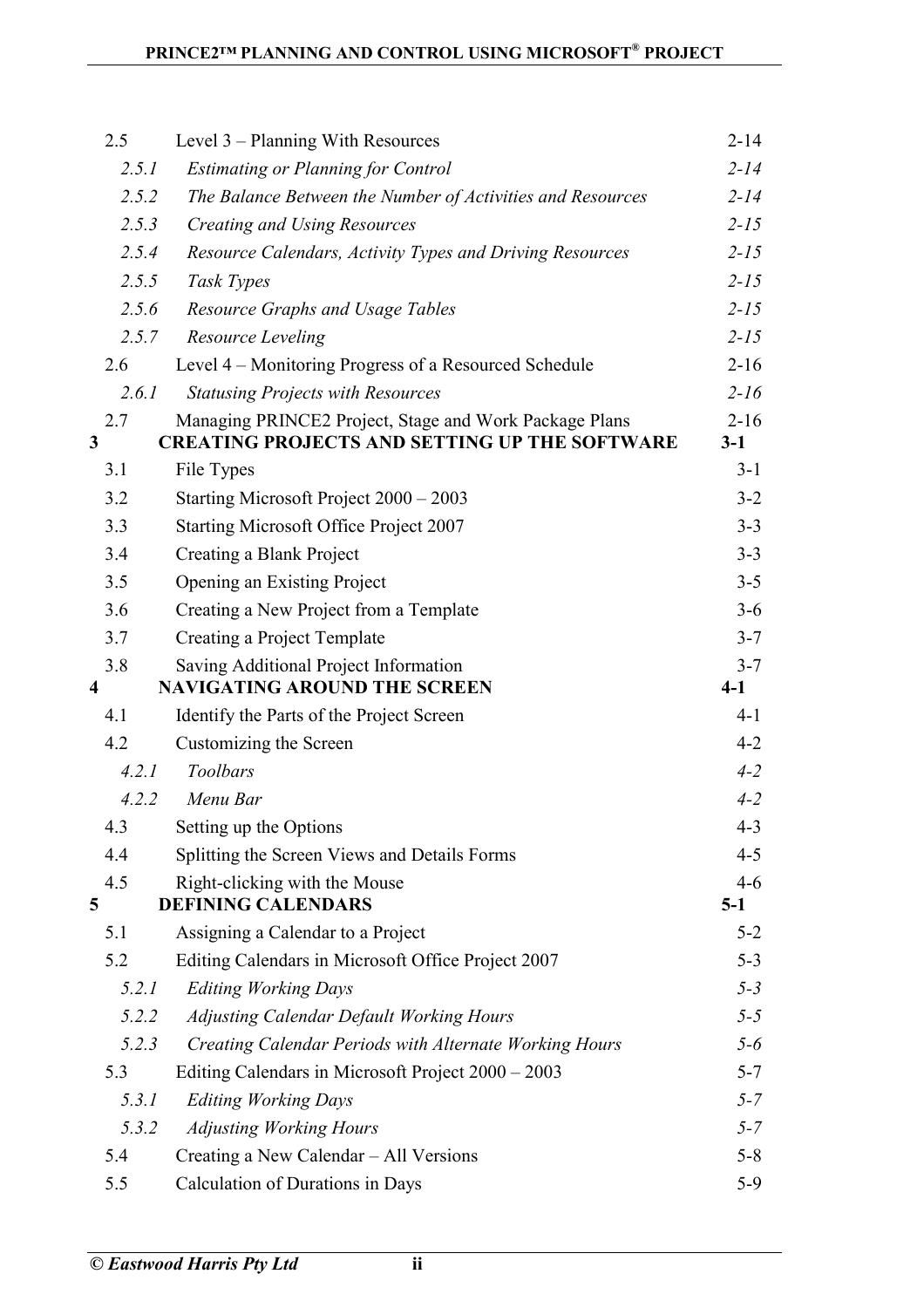| | | |
|---|---|---|
| 2.5 | Level 3 – Planning With Resources | 2-14 |
| *2.5.1* | *Estimating or Planning for Control* | *2-14* |
| *2.5.2* | *The Balance Between the Number of Activities and Resources* | *2-14* |
| *2.5.3* | *Creating and Using Resources* | *2-15* |
| *2.5.4* | *Resource Calendars, Activity Types and Driving Resources* | *2-15* |
| *2.5.5* | *Task Types* | *2-15* |
| *2.5.6* | *Resource Graphs and Usage Tables* | *2-15* |
| *2.5.7* | *Resource Leveling* | *2-15* |
| 2.6 | Level 4 – Monitoring Progress of a Resourced Schedule | 2-16 |
| *2.6.1* | *Statusing Projects with Resources* | *2-16* |
| 2.7 | Managing PRINCE2 Project, Stage and Work Package Plans | 2-16 |
| **3** | **CREATING PROJECTS AND SETTING UP THE SOFTWARE** | **3-1** |
| 3.1 | File Types | 3-1 |
| 3.2 | Starting Microsoft Project 2000 – 2003 | 3-2 |
| 3.3 | Starting Microsoft Office Project 2007 | 3-3 |
| 3.4 | Creating a Blank Project | 3-3 |
| 3.5 | Opening an Existing Project | 3-5 |
| 3.6 | Creating a New Project from a Template | 3-6 |
| 3.7 | Creating a Project Template | 3-7 |
| 3.8 | Saving Additional Project Information | 3-7 |
| **4** | **NAVIGATING AROUND THE SCREEN** | **4-1** |
| 4.1 | Identify the Parts of the Project Screen | 4-1 |
| 4.2 | Customizing the Screen | 4-2 |
| *4.2.1* | *Toolbars* | *4-2* |
| *4.2.2* | *Menu Bar* | *4-2* |
| 4.3 | Setting up the Options | 4-3 |
| 4.4 | Splitting the Screen Views and Details Forms | 4-5 |
| 4.5 | Right-clicking with the Mouse | 4-6 |
| **5** | **DEFINING CALENDARS** | **5-1** |
| 5.1 | Assigning a Calendar to a Project | 5-2 |
| 5.2 | Editing Calendars in Microsoft Office Project 2007 | 5-3 |
| *5.2.1* | *Editing Working Days* | *5-3* |
| *5.2.2* | *Adjusting Calendar Default Working Hours* | *5-5* |
| *5.2.3* | *Creating Calendar Periods with Alternate Working Hours* | *5-6* |
| 5.3 | Editing Calendars in Microsoft Project 2000 – 2003 | 5-7 |
| *5.3.1* | *Editing Working Days* | *5-7* |
| *5.3.2* | *Adjusting Working Hours* | *5-7* |
| 5.4 | Creating a New Calendar – All Versions | 5-8 |
| 5.5 | Calculation of Durations in Days | 5-9 |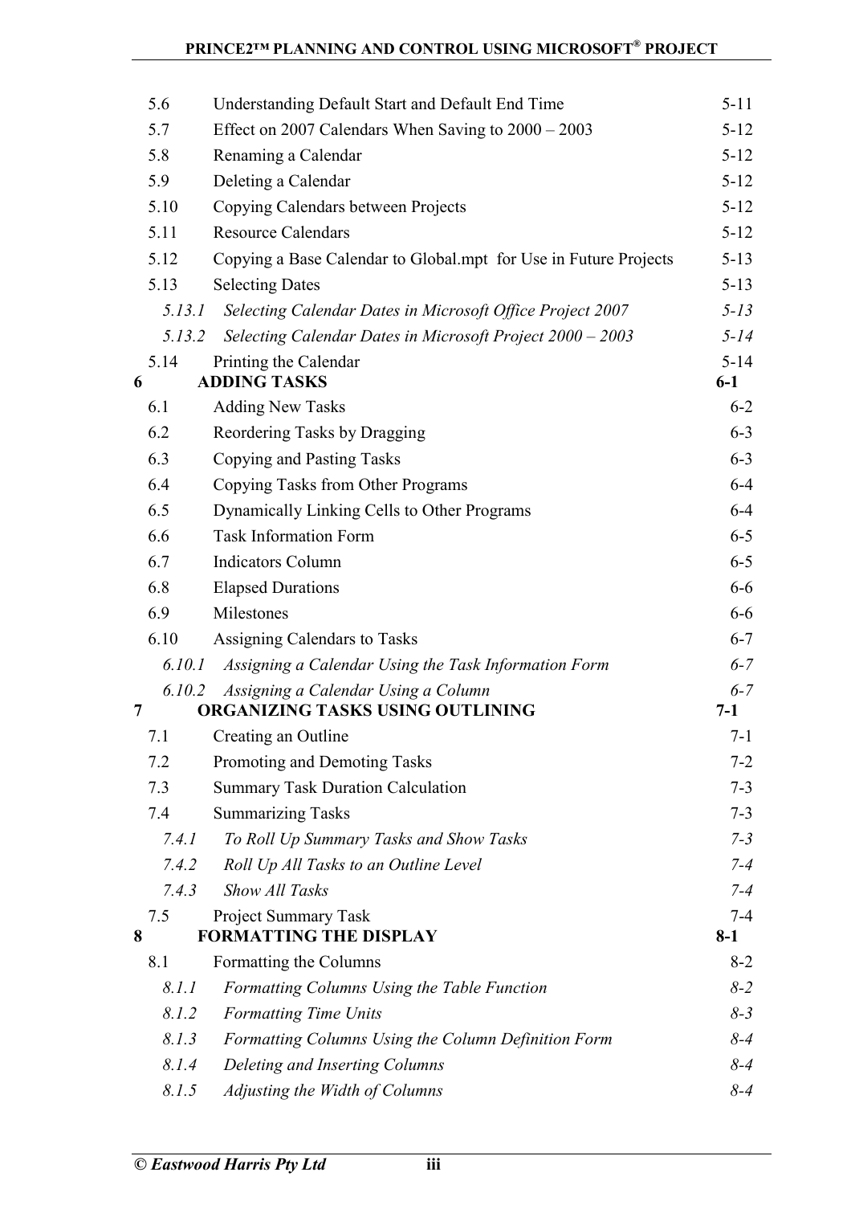| | | |
|---|---|---|
| 5.6 | Understanding Default Start and Default End Time | 5-11 |
| 5.7 | Effect on 2007 Calendars When Saving to 2000 – 2003 | 5-12 |
| 5.8 | Renaming a Calendar | 5-12 |
| 5.9 | Deleting a Calendar | 5-12 |
| 5.10 | Copying Calendars between Projects | 5-12 |
| 5.11 | Resource Calendars | 5-12 |
| 5.12 | Copying a Base Calendar to Global.mpt for Use in Future Projects | 5-13 |
| 5.13 | Selecting Dates | 5-13 |
| *5.13.1* | *Selecting Calendar Dates in Microsoft Office Project 2007* | *5-13* |
| *5.13.2* | *Selecting Calendar Dates in Microsoft Project 2000 – 2003* | *5-14* |
| 5.14 | Printing the Calendar | 5-14 |
| **6** | **ADDING TASKS** | **6-1** |
| 6.1 | Adding New Tasks | 6-2 |
| 6.2 | Reordering Tasks by Dragging | 6-3 |
| 6.3 | Copying and Pasting Tasks | 6-3 |
| 6.4 | Copying Tasks from Other Programs | 6-4 |
| 6.5 | Dynamically Linking Cells to Other Programs | 6-4 |
| 6.6 | Task Information Form | 6-5 |
| 6.7 | Indicators Column | 6-5 |
| 6.8 | Elapsed Durations | 6-6 |
| 6.9 | Milestones | 6-6 |
| 6.10 | Assigning Calendars to Tasks | 6-7 |
| *6.10.1* | *Assigning a Calendar Using the Task Information Form* | *6-7* |
| *6.10.2* | *Assigning a Calendar Using a Column* | *6-7* |
| **7** | **ORGANIZING TASKS USING OUTLINING** | **7-1** |
| 7.1 | Creating an Outline | 7-1 |
| 7.2 | Promoting and Demoting Tasks | 7-2 |
| 7.3 | Summary Task Duration Calculation | 7-3 |
| 7.4 | Summarizing Tasks | 7-3 |
| *7.4.1* | *To Roll Up Summary Tasks and Show Tasks* | *7-3* |
| *7.4.2* | *Roll Up All Tasks to an Outline Level* | *7-4* |
| *7.4.3* | *Show All Tasks* | *7-4* |
| 7.5 | Project Summary Task | 7-4 |
| **8** | **FORMATTING THE DISPLAY** | **8-1** |
| 8.1 | Formatting the Columns | 8-2 |
| *8.1.1* | *Formatting Columns Using the Table Function* | *8-2* |
| *8.1.2* | *Formatting Time Units* | *8-3* |
| *8.1.3* | *Formatting Columns Using the Column Definition Form* | *8-4* |
| *8.1.4* | *Deleting and Inserting Columns* | *8-4* |
| *8.1.5* | *Adjusting the Width of Columns* | *8-4* |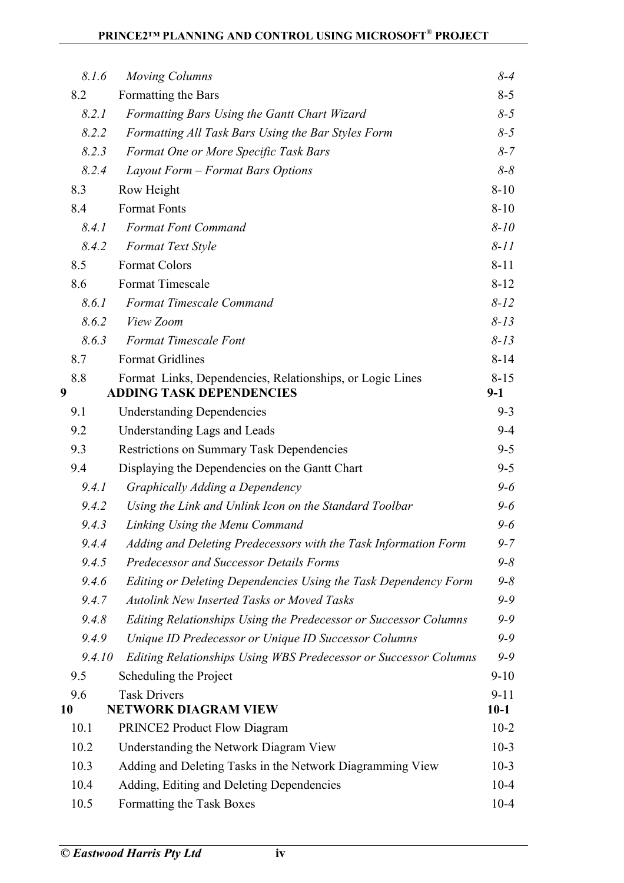| | | |
|---|---|---|
| *8.1.6* | *Moving Columns* | *8-4* |
| 8.2 | Formatting the Bars | 8-5 |
| *8.2.1* | *Formatting Bars Using the Gantt Chart Wizard* | *8-5* |
| *8.2.2* | *Formatting All Task Bars Using the Bar Styles Form* | *8-5* |
| *8.2.3* | *Format One or More Specific Task Bars* | *8-7* |
| *8.2.4* | *Layout Form – Format Bars Options* | *8-8* |
| 8.3 | Row Height | 8-10 |
| 8.4 | Format Fonts | 8-10 |
| *8.4.1* | *Format Font Command* | *8-10* |
| *8.4.2* | *Format Text Style* | *8-11* |
| 8.5 | Format Colors | 8-11 |
| 8.6 | Format Timescale | 8-12 |
| *8.6.1* | *Format Timescale Command* | *8-12* |
| *8.6.2* | *View Zoom* | *8-13* |
| *8.6.3* | *Format Timescale Font* | *8-13* |
| 8.7 | Format Gridlines | 8-14 |
| 8.8 | Format Links, Dependencies, Relationships, or Logic Lines | 8-15 |
| **9** | **ADDING TASK DEPENDENCIES** | **9-1** |
| 9.1 | Understanding Dependencies | 9-3 |
| 9.2 | Understanding Lags and Leads | 9-4 |
| 9.3 | Restrictions on Summary Task Dependencies | 9-5 |
| 9.4 | Displaying the Dependencies on the Gantt Chart | 9-5 |
| *9.4.1* | *Graphically Adding a Dependency* | *9-6* |
| *9.4.2* | *Using the Link and Unlink Icon on the Standard Toolbar* | *9-6* |
| *9.4.3* | *Linking Using the Menu Command* | *9-6* |
| *9.4.4* | *Adding and Deleting Predecessors with the Task Information Form* | *9-7* |
| *9.4.5* | *Predecessor and Successor Details Forms* | *9-8* |
| *9.4.6* | *Editing or Deleting Dependencies Using the Task Dependency Form* | *9-8* |
| *9.4.7* | *Autolink New Inserted Tasks or Moved Tasks* | *9-9* |
| *9.4.8* | *Editing Relationships Using the Predecessor or Successor Columns* | *9-9* |
| *9.4.9* | *Unique ID Predecessor or Unique ID Successor Columns* | *9-9* |
| *9.4.10* | *Editing Relationships Using WBS Predecessor or Successor Columns* | *9-9* |
| 9.5 | Scheduling the Project | 9-10 |
| 9.6 | Task Drivers | 9-11 |
| **10** | **NETWORK DIAGRAM VIEW** | **10-1** |
| 10.1 | PRINCE2 Product Flow Diagram | 10-2 |
| 10.2 | Understanding the Network Diagram View | 10-3 |
| 10.3 | Adding and Deleting Tasks in the Network Diagramming View | 10-3 |
| 10.4 | Adding, Editing and Deleting Dependencies | 10-4 |
| 10.5 | Formatting the Task Boxes | 10-4 |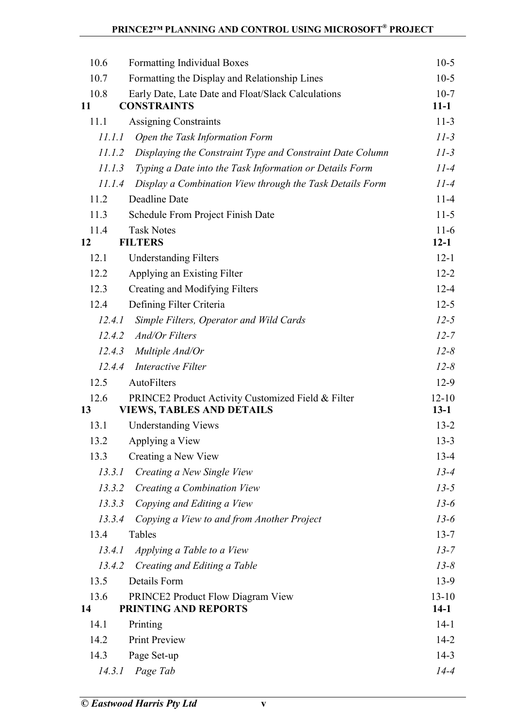| | | |
|---|---|---|
| 10.6 | Formatting Individual Boxes | 10-5 |
| 10.7 | Formatting the Display and Relationship Lines | 10-5 |
| 10.8 | Early Date, Late Date and Float/Slack Calculations | 10-7 |
| **11** | **CONSTRAINTS** | **11-1** |
| 11.1 | Assigning Constraints | 11-3 |
| *11.1.1* | *Open the Task Information Form* | *11-3* |
| *11.1.2* | *Displaying the Constraint Type and Constraint Date Column* | *11-3* |
| *11.1.3* | *Typing a Date into the Task Information or Details Form* | *11-4* |
| *11.1.4* | *Display a Combination View through the Task Details Form* | *11-4* |
| 11.2 | Deadline Date | 11-4 |
| 11.3 | Schedule From Project Finish Date | 11-5 |
| 11.4 | Task Notes | 11-6 |
| **12** | **FILTERS** | **12-1** |
| 12.1 | Understanding Filters | 12-1 |
| 12.2 | Applying an Existing Filter | 12-2 |
| 12.3 | Creating and Modifying Filters | 12-4 |
| 12.4 | Defining Filter Criteria | 12-5 |
| *12.4.1* | *Simple Filters, Operator and Wild Cards* | *12-5* |
| *12.4.2* | *And/Or Filters* | *12-7* |
| *12.4.3* | *Multiple And/Or* | *12-8* |
| *12.4.4* | *Interactive Filter* | *12-8* |
| 12.5 | AutoFilters | 12-9 |
| 12.6 | PRINCE2 Product Activity Customized Field & Filter | 12-10 |
| **13** | **VIEWS, TABLES AND DETAILS** | **13-1** |
| 13.1 | Understanding Views | 13-2 |
| 13.2 | Applying a View | 13-3 |
| 13.3 | Creating a New View | 13-4 |
| *13.3.1* | *Creating a New Single View* | *13-4* |
| *13.3.2* | *Creating a Combination View* | *13-5* |
| *13.3.3* | *Copying and Editing a View* | *13-6* |
| *13.3.4* | *Copying a View to and from Another Project* | *13-6* |
| 13.4 | Tables | 13-7 |
| *13.4.1* | *Applying a Table to a View* | *13-7* |
| *13.4.2* | *Creating and Editing a Table* | *13-8* |
| 13.5 | Details Form | 13-9 |
| 13.6 | PRINCE2 Product Flow Diagram View | 13-10 |
| **14** | **PRINTING AND REPORTS** | **14-1** |
| 14.1 | Printing | 14-1 |
| 14.2 | Print Preview | 14-2 |
| 14.3 | Page Set-up | 14-3 |
| *14.3.1* | *Page Tab* | *14-4* |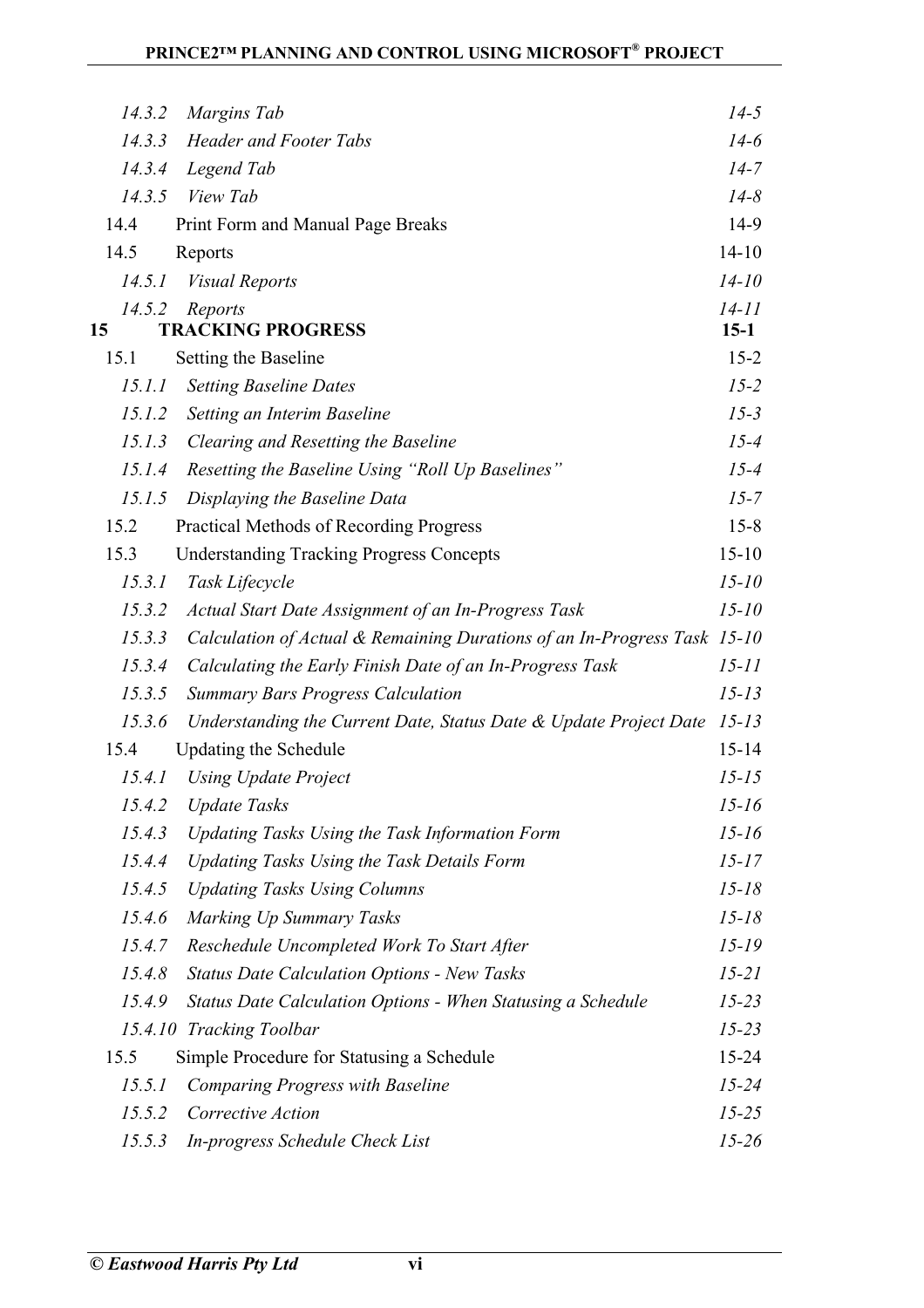| | | |
|---|---|---|
| *14.3.2* | *Margins Tab* | *14-5* |
| *14.3.3* | *Header and Footer Tabs* | *14-6* |
| *14.3.4* | *Legend Tab* | *14-7* |
| *14.3.5* | *View Tab* | *14-8* |
| 14.4 | Print Form and Manual Page Breaks | 14-9 |
| 14.5 | Reports | 14-10 |
| *14.5.1* | *Visual Reports* | *14-10* |
| *14.5.2* | *Reports* | *14-11* |
| **15** | **TRACKING PROGRESS** | **15-1** |
| 15.1 | Setting the Baseline | 15-2 |
| *15.1.1* | *Setting Baseline Dates* | *15-2* |
| *15.1.2* | *Setting an Interim Baseline* | *15-3* |
| *15.1.3* | *Clearing and Resetting the Baseline* | *15-4* |
| *15.1.4* | *Resetting the Baseline Using "Roll Up Baselines"* | *15-4* |
| *15.1.5* | *Displaying the Baseline Data* | *15-7* |
| 15.2 | Practical Methods of Recording Progress | 15-8 |
| 15.3 | Understanding Tracking Progress Concepts | 15-10 |
| *15.3.1* | *Task Lifecycle* | *15-10* |
| *15.3.2* | *Actual Start Date Assignment of an In-Progress Task* | *15-10* |
| *15.3.3* | *Calculation of Actual & Remaining Durations of an In-Progress Task* | *15-10* |
| *15.3.4* | *Calculating the Early Finish Date of an In-Progress Task* | *15-11* |
| *15.3.5* | *Summary Bars Progress Calculation* | *15-13* |
| *15.3.6* | *Understanding the Current Date, Status Date & Update Project Date* | *15-13* |
| 15.4 | Updating the Schedule | 15-14 |
| *15.4.1* | *Using Update Project* | *15-15* |
| *15.4.2* | *Update Tasks* | *15-16* |
| *15.4.3* | *Updating Tasks Using the Task Information Form* | *15-16* |
| *15.4.4* | *Updating Tasks Using the Task Details Form* | *15-17* |
| *15.4.5* | *Updating Tasks Using Columns* | *15-18* |
| *15.4.6* | *Marking Up Summary Tasks* | *15-18* |
| *15.4.7* | *Reschedule Uncompleted Work To Start After* | *15-19* |
| *15.4.8* | *Status Date Calculation Options - New Tasks* | *15-21* |
| *15.4.9* | *Status Date Calculation Options - When Statusing a Schedule* | *15-23* |
| *15.4.10* | *Tracking Toolbar* | *15-23* |
| 15.5 | Simple Procedure for Statusing a Schedule | 15-24 |
| *15.5.1* | *Comparing Progress with Baseline* | *15-24* |
| *15.5.2* | *Corrective Action* | *15-25* |
| *15.5.3* | *In-progress Schedule Check List* | *15-26* |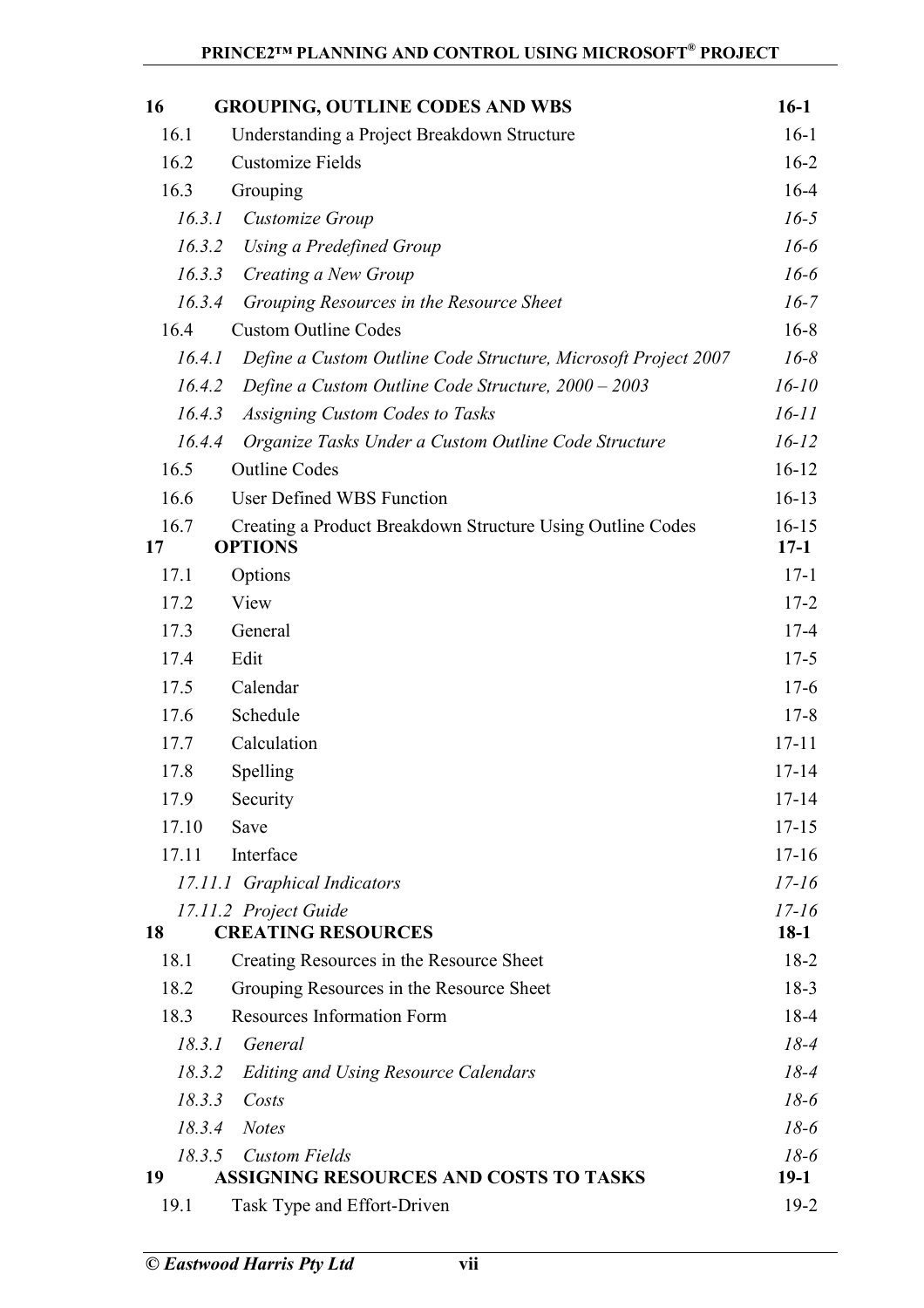| | | |
|---|---|---|
| **16** | **GROUPING, OUTLINE CODES AND WBS** | **16-1** |
| 16.1 | Understanding a Project Breakdown Structure | 16-1 |
| 16.2 | Customize Fields | 16-2 |
| 16.3 | Grouping | 16-4 |
| *16.3.1* | *Customize Group* | *16-5* |
| *16.3.2* | *Using a Predefined Group* | *16-6* |
| *16.3.3* | *Creating a New Group* | *16-6* |
| *16.3.4* | *Grouping Resources in the Resource Sheet* | *16-7* |
| 16.4 | Custom Outline Codes | 16-8 |
| *16.4.1* | *Define a Custom Outline Code Structure, Microsoft Project 2007* | *16-8* |
| *16.4.2* | *Define a Custom Outline Code Structure, 2000 – 2003* | *16-10* |
| *16.4.3* | *Assigning Custom Codes to Tasks* | *16-11* |
| *16.4.4* | *Organize Tasks Under a Custom Outline Code Structure* | *16-12* |
| 16.5 | Outline Codes | 16-12 |
| 16.6 | User Defined WBS Function | 16-13 |
| 16.7 | Creating a Product Breakdown Structure Using Outline Codes | 16-15 |
| **17** | **OPTIONS** | **17-1** |
| 17.1 | Options | 17-1 |
| 17.2 | View | 17-2 |
| 17.3 | General | 17-4 |
| 17.4 | Edit | 17-5 |
| 17.5 | Calendar | 17-6 |
| 17.6 | Schedule | 17-8 |
| 17.7 | Calculation | 17-11 |
| 17.8 | Spelling | 17-14 |
| 17.9 | Security | 17-14 |
| 17.10 | Save | 17-15 |
| 17.11 | Interface | 17-16 |
| *17.11.1* | *Graphical Indicators* | *17-16* |
| *17.11.2* | *Project Guide* | *17-16* |
| **18** | **CREATING RESOURCES** | **18-1** |
| 18.1 | Creating Resources in the Resource Sheet | 18-2 |
| 18.2 | Grouping Resources in the Resource Sheet | 18-3 |
| 18.3 | Resources Information Form | 18-4 |
| *18.3.1* | *General* | *18-4* |
| *18.3.2* | *Editing and Using Resource Calendars* | *18-4* |
| *18.3.3* | *Costs* | *18-6* |
| *18.3.4* | *Notes* | *18-6* |
| *18.3.5* | *Custom Fields* | *18-6* |
| **19** | **ASSIGNING RESOURCES AND COSTS TO TASKS** | **19-1** |
| 19.1 | Task Type and Effort-Driven | 19-2 |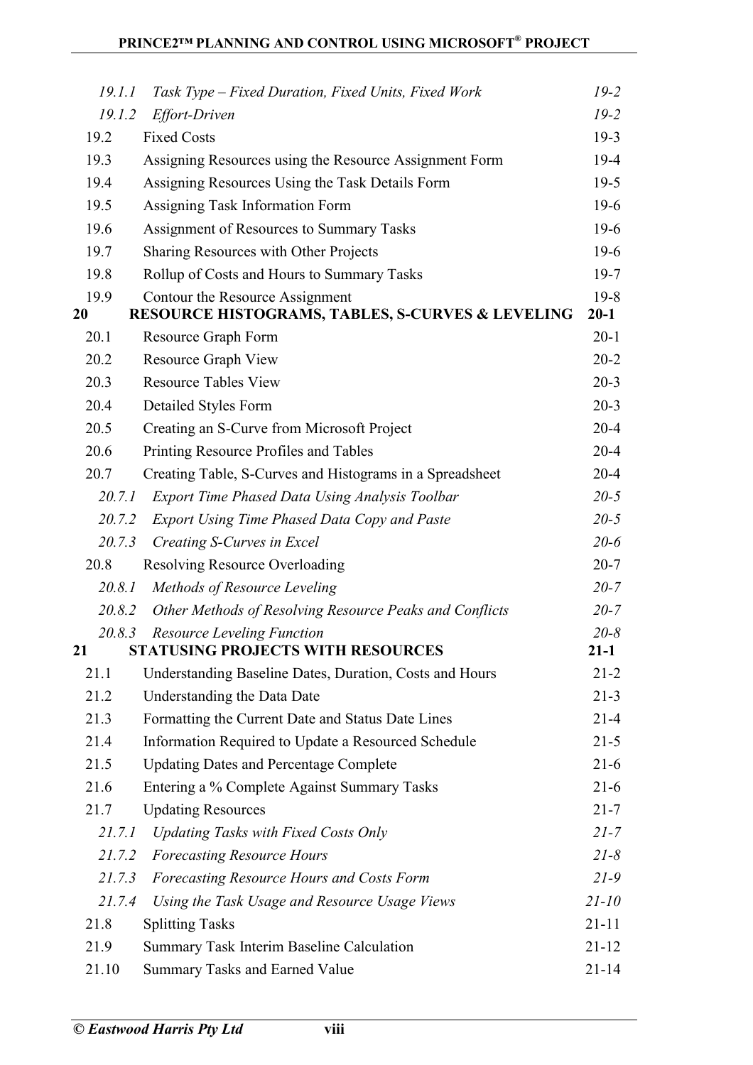| | | |
|---|---|---|
| *19.1.1* | *Task Type – Fixed Duration, Fixed Units, Fixed Work* | *19-2* |
| *19.1.2* | *Effort-Driven* | *19-2* |
| 19.2 | Fixed Costs | 19-3 |
| 19.3 | Assigning Resources using the Resource Assignment Form | 19-4 |
| 19.4 | Assigning Resources Using the Task Details Form | 19-5 |
| 19.5 | Assigning Task Information Form | 19-6 |
| 19.6 | Assignment of Resources to Summary Tasks | 19-6 |
| 19.7 | Sharing Resources with Other Projects | 19-6 |
| 19.8 | Rollup of Costs and Hours to Summary Tasks | 19-7 |
| 19.9 | Contour the Resource Assignment | 19-8 |
| **20** | **RESOURCE HISTOGRAMS, TABLES, S-CURVES & LEVELING** | **20-1** |
| 20.1 | Resource Graph Form | 20-1 |
| 20.2 | Resource Graph View | 20-2 |
| 20.3 | Resource Tables View | 20-3 |
| 20.4 | Detailed Styles Form | 20-3 |
| 20.5 | Creating an S-Curve from Microsoft Project | 20-4 |
| 20.6 | Printing Resource Profiles and Tables | 20-4 |
| 20.7 | Creating Table, S-Curves and Histograms in a Spreadsheet | 20-4 |
| *20.7.1* | *Export Time Phased Data Using Analysis Toolbar* | *20-5* |
| *20.7.2* | *Export Using Time Phased Data Copy and Paste* | *20-5* |
| *20.7.3* | *Creating S-Curves in Excel* | *20-6* |
| 20.8 | Resolving Resource Overloading | 20-7 |
| *20.8.1* | *Methods of Resource Leveling* | *20-7* |
| *20.8.2* | *Other Methods of Resolving Resource Peaks and Conflicts* | *20-7* |
| *20.8.3* | *Resource Leveling Function* | *20-8* |
| **21** | **STATUSING PROJECTS WITH RESOURCES** | **21-1** |
| 21.1 | Understanding Baseline Dates, Duration, Costs and Hours | 21-2 |
| 21.2 | Understanding the Data Date | 21-3 |
| 21.3 | Formatting the Current Date and Status Date Lines | 21-4 |
| 21.4 | Information Required to Update a Resourced Schedule | 21-5 |
| 21.5 | Updating Dates and Percentage Complete | 21-6 |
| 21.6 | Entering a % Complete Against Summary Tasks | 21-6 |
| 21.7 | Updating Resources | 21-7 |
| *21.7.1* | *Updating Tasks with Fixed Costs Only* | *21-7* |
| *21.7.2* | *Forecasting Resource Hours* | *21-8* |
| *21.7.3* | *Forecasting Resource Hours and Costs Form* | *21-9* |
| *21.7.4* | *Using the Task Usage and Resource Usage Views* | *21-10* |
| 21.8 | Splitting Tasks | 21-11 |
| 21.9 | Summary Task Interim Baseline Calculation | 21-12 |
| 21.10 | Summary Tasks and Earned Value | 21-14 |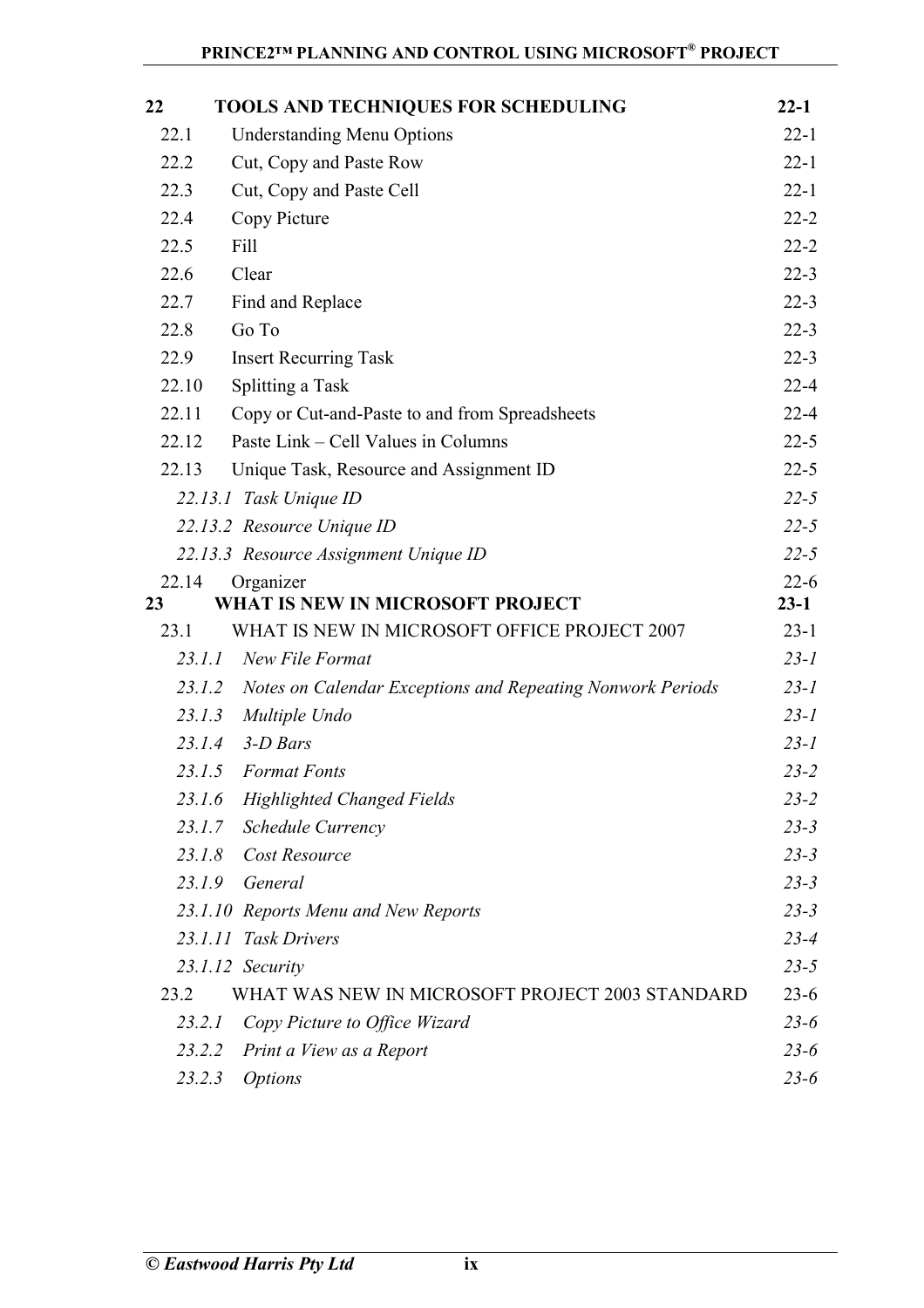| | | |
|---|---|---|
| **22** | **TOOLS AND TECHNIQUES FOR SCHEDULING** | **22-1** |
| 22.1 | Understanding Menu Options | 22-1 |
| 22.2 | Cut, Copy and Paste Row | 22-1 |
| 22.3 | Cut, Copy and Paste Cell | 22-1 |
| 22.4 | Copy Picture | 22-2 |
| 22.5 | Fill | 22-2 |
| 22.6 | Clear | 22-3 |
| 22.7 | Find and Replace | 22-3 |
| 22.8 | Go To | 22-3 |
| 22.9 | Insert Recurring Task | 22-3 |
| 22.10 | Splitting a Task | 22-4 |
| 22.11 | Copy or Cut-and-Paste to and from Spreadsheets | 22-4 |
| 22.12 | Paste Link – Cell Values in Columns | 22-5 |
| 22.13 | Unique Task, Resource and Assignment ID | 22-5 |
| *22.13.1* | *Task Unique ID* | *22-5* |
| *22.13.2* | *Resource Unique ID* | *22-5* |
| *22.13.3* | *Resource Assignment Unique ID* | *22-5* |
| 22.14 | Organizer | 22-6 |
| **23** | **WHAT IS NEW IN MICROSOFT PROJECT** | **23-1** |
| 23.1 | WHAT IS NEW IN MICROSOFT OFFICE PROJECT 2007 | 23-1 |
| *23.1.1* | *New File Format* | *23-1* |
| *23.1.2* | *Notes on Calendar Exceptions and Repeating Nonwork Periods* | *23-1* |
| *23.1.3* | *Multiple Undo* | *23-1* |
| *23.1.4* | *3-D Bars* | *23-1* |
| *23.1.5* | *Format Fonts* | *23-2* |
| *23.1.6* | *Highlighted Changed Fields* | *23-2* |
| *23.1.7* | *Schedule Currency* | *23-3* |
| *23.1.8* | *Cost Resource* | *23-3* |
| *23.1.9* | *General* | *23-3* |
| *23.1.10* | *Reports Menu and New Reports* | *23-3* |
| *23.1.11* | *Task Drivers* | *23-4* |
| *23.1.12* | *Security* | *23-5* |
| 23.2 | WHAT WAS NEW IN MICROSOFT PROJECT 2003 STANDARD | 23-6 |
| *23.2.1* | *Copy Picture to Office Wizard* | *23-6* |
| *23.2.2* | *Print a View as a Report* | *23-6* |
| *23.2.3* | *Options* | *23-6* |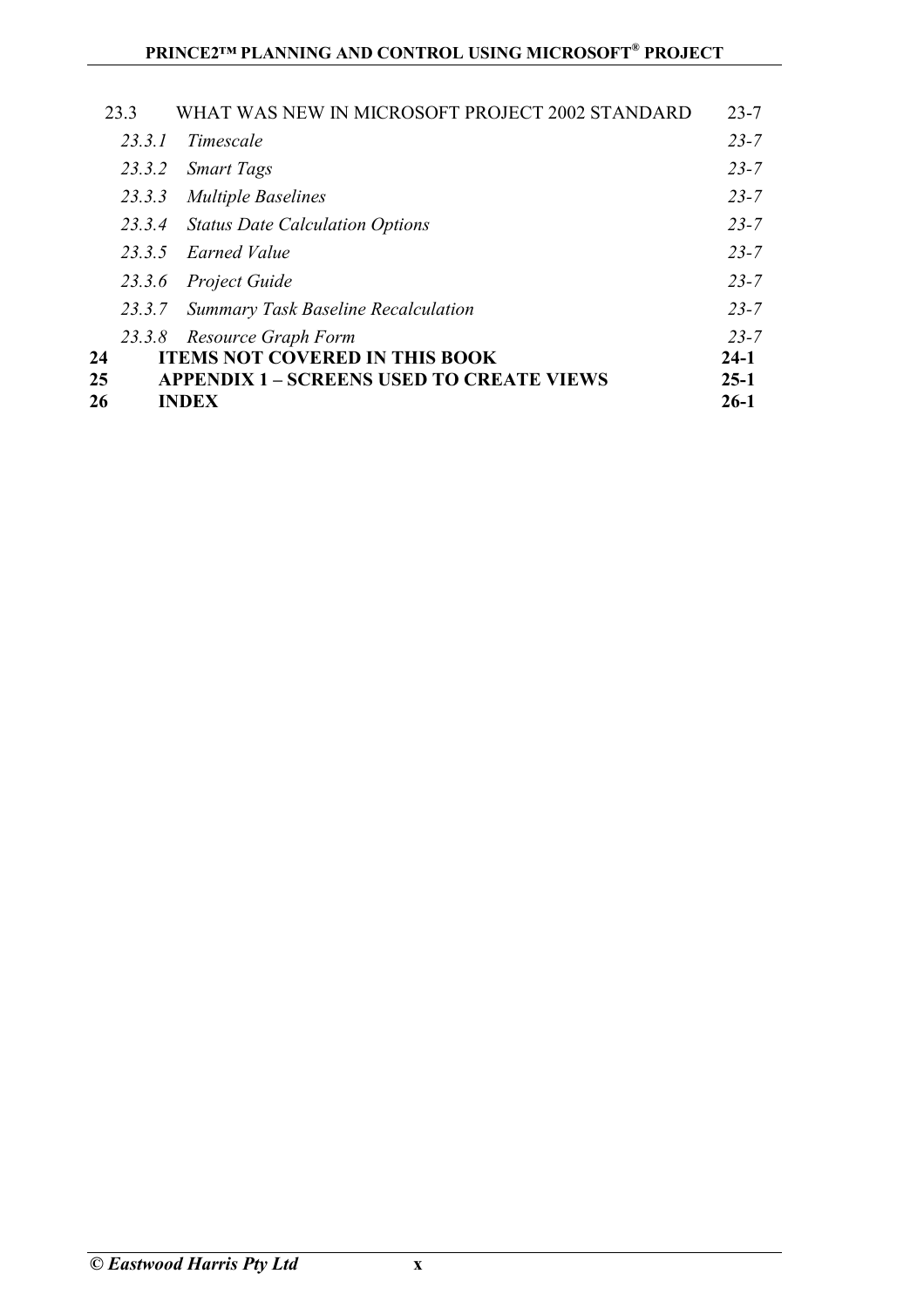| | | |
|---|---|---|
| 23.3 | WHAT WAS NEW IN MICROSOFT PROJECT 2002 STANDARD | 23-7 |
| *23.3.1* | *Timescale* | *23-7* |
| *23.3.2* | *Smart Tags* | *23-7* |
| *23.3.3* | *Multiple Baselines* | *23-7* |
| *23.3.4* | *Status Date Calculation Options* | *23-7* |
| *23.3.5* | *Earned Value* | *23-7* |
| *23.3.6* | *Project Guide* | *23-7* |
| *23.3.7* | *Summary Task Baseline Recalculation* | *23-7* |
| *23.3.8* | *Resource Graph Form* | *23-7* |
| **24** | **ITEMS NOT COVERED IN THIS BOOK** | **24-1** |
| **25** | **APPENDIX 1 – SCREENS USED TO CREATE VIEWS** | **25-1** |
| **26** | **INDEX** | **26-1** |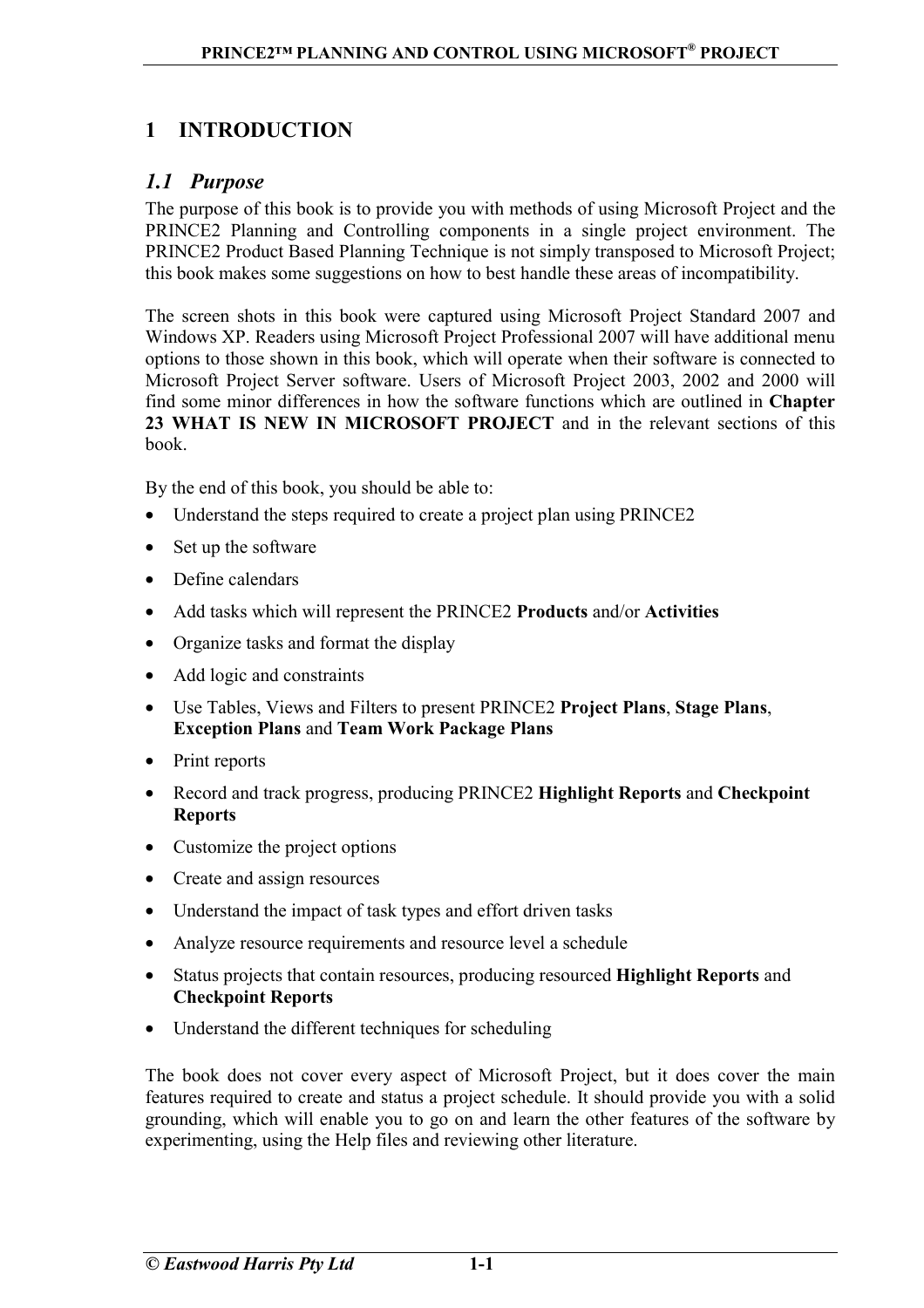# 1 INTRODUCTION

## *1.1 Purpose*

The purpose of this book is to provide you with methods of using Microsoft Project and the PRINCE2 Planning and Controlling components in a single project environment. The PRINCE2 Product Based Planning Technique is not simply transposed to Microsoft Project; this book makes some suggestions on how to best handle these areas of incompatibility.

The screen shots in this book were captured using Microsoft Project Standard 2007 and Windows XP. Readers using Microsoft Project Professional 2007 will have additional menu options to those shown in this book, which will operate when their software is connected to Microsoft Project Server software. Users of Microsoft Project 2003, 2002 and 2000 will find some minor differences in how the software functions which are outlined in **Chapter 23 WHAT IS NEW IN MICROSOFT PROJECT** and in the relevant sections of this book.

By the end of this book, you should be able to:

- Understand the steps required to create a project plan using PRINCE2
- Set up the software
- Define calendars
- Add tasks which will represent the PRINCE2 **Products** and/or **Activities**
- Organize tasks and format the display
- Add logic and constraints
- Use Tables, Views and Filters to present PRINCE2 **Project Plans**, **Stage Plans**, **Exception Plans** and **Team Work Package Plans**
- Print reports
- Record and track progress, producing PRINCE2 **Highlight Reports** and **Checkpoint Reports**
- Customize the project options
- Create and assign resources
- Understand the impact of task types and effort driven tasks
- Analyze resource requirements and resource level a schedule
- Status projects that contain resources, producing resourced **Highlight Reports** and **Checkpoint Reports**
- Understand the different techniques for scheduling

The book does not cover every aspect of Microsoft Project, but it does cover the main features required to create and status a project schedule. It should provide you with a solid grounding, which will enable you to go on and learn the other features of the software by experimenting, using the Help files and reviewing other literature.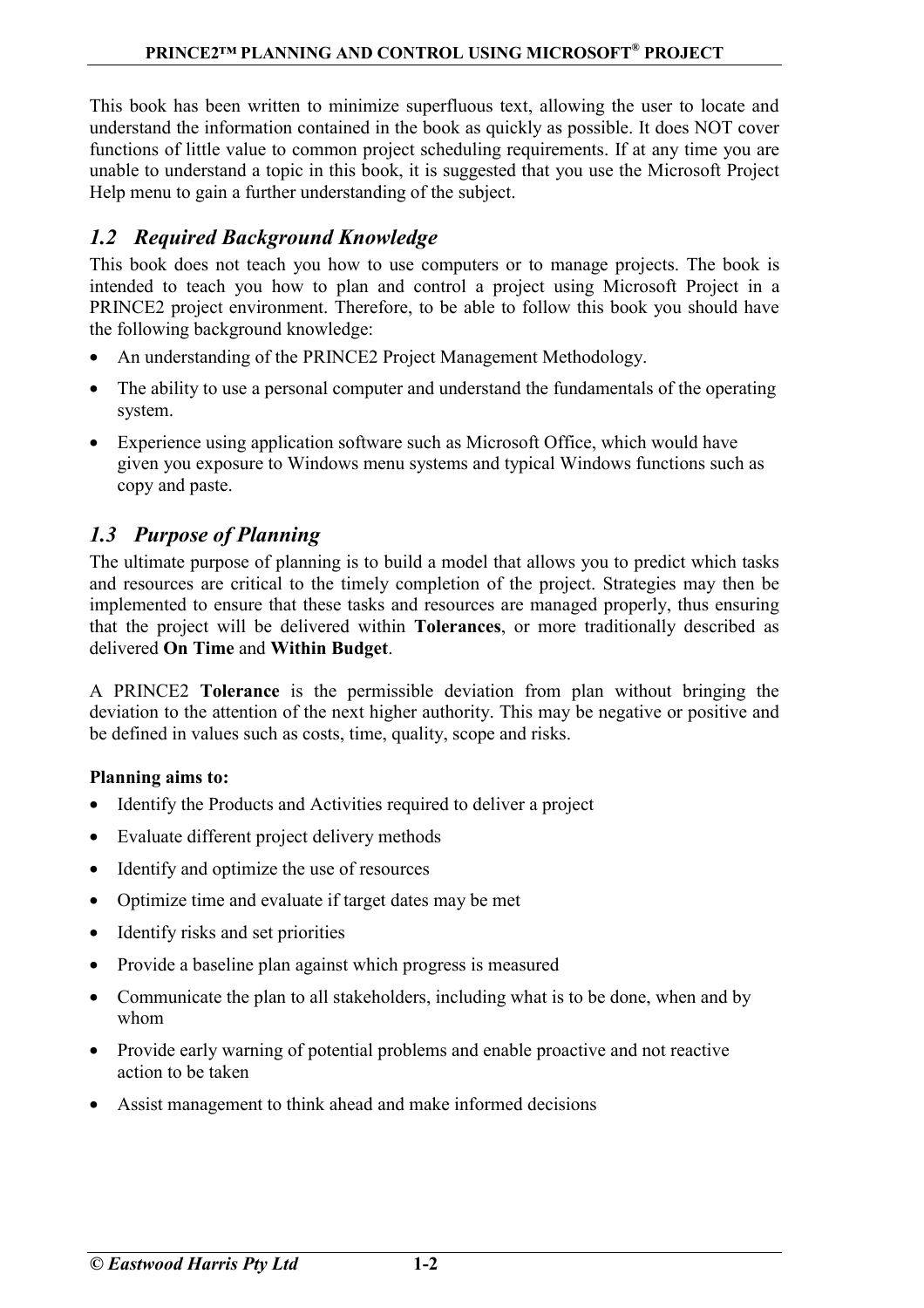This book has been written to minimize superfluous text, allowing the user to locate and understand the information contained in the book as quickly as possible. It does NOT cover functions of little value to common project scheduling requirements. If at any time you are unable to understand a topic in this book, it is suggested that you use the Microsoft Project Help menu to gain a further understanding of the subject.

## *1.2 Required Background Knowledge*

This book does not teach you how to use computers or to manage projects. The book is intended to teach you how to plan and control a project using Microsoft Project in a PRINCE2 project environment. Therefore, to be able to follow this book you should have the following background knowledge:

- An understanding of the PRINCE2 Project Management Methodology.
- The ability to use a personal computer and understand the fundamentals of the operating system.
- Experience using application software such as Microsoft Office, which would have given you exposure to Windows menu systems and typical Windows functions such as copy and paste.

## *1.3 Purpose of Planning*

The ultimate purpose of planning is to build a model that allows you to predict which tasks and resources are critical to the timely completion of the project. Strategies may then be implemented to ensure that these tasks and resources are managed properly, thus ensuring that the project will be delivered within **Tolerances**, or more traditionally described as delivered **On Time** and **Within Budget**.

A PRINCE2 **Tolerance** is the permissible deviation from plan without bringing the deviation to the attention of the next higher authority. This may be negative or positive and be defined in values such as costs, time, quality, scope and risks.

**Planning aims to:**

- Identify the Products and Activities required to deliver a project
- Evaluate different project delivery methods
- Identify and optimize the use of resources
- Optimize time and evaluate if target dates may be met
- Identify risks and set priorities
- Provide a baseline plan against which progress is measured
- Communicate the plan to all stakeholders, including what is to be done, when and by whom
- Provide early warning of potential problems and enable proactive and not reactive action to be taken
- Assist management to think ahead and make informed decisions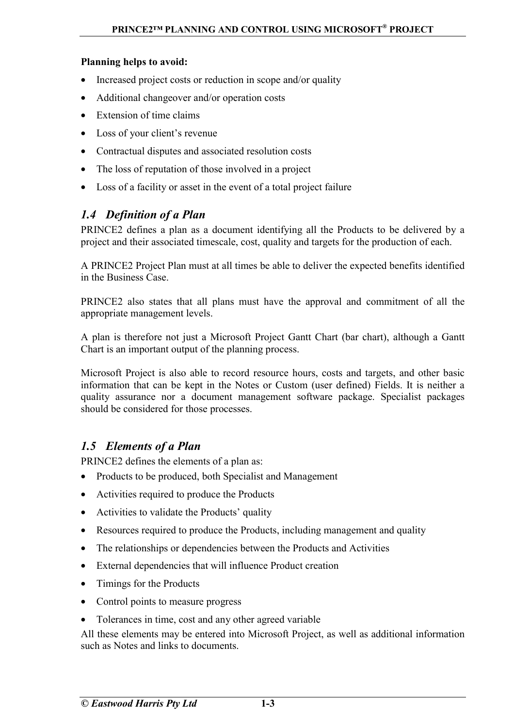**Planning helps to avoid:**

- Increased project costs or reduction in scope and/or quality
- Additional changeover and/or operation costs
- Extension of time claims
- Loss of your client's revenue
- Contractual disputes and associated resolution costs
- The loss of reputation of those involved in a project
- Loss of a facility or asset in the event of a total project failure

## *1.4 Definition of a Plan*

PRINCE2 defines a plan as a document identifying all the Products to be delivered by a project and their associated timescale, cost, quality and targets for the production of each.

A PRINCE2 Project Plan must at all times be able to deliver the expected benefits identified in the Business Case.

PRINCE2 also states that all plans must have the approval and commitment of all the appropriate management levels.

A plan is therefore not just a Microsoft Project Gantt Chart (bar chart), although a Gantt Chart is an important output of the planning process.

Microsoft Project is also able to record resource hours, costs and targets, and other basic information that can be kept in the Notes or Custom (user defined) Fields. It is neither a quality assurance nor a document management software package. Specialist packages should be considered for those processes.

## *1.5 Elements of a Plan*

PRINCE2 defines the elements of a plan as:

- Products to be produced, both Specialist and Management
- Activities required to produce the Products
- Activities to validate the Products' quality
- Resources required to produce the Products, including management and quality
- The relationships or dependencies between the Products and Activities
- External dependencies that will influence Product creation
- Timings for the Products
- Control points to measure progress
- Tolerances in time, cost and any other agreed variable

All these elements may be entered into Microsoft Project, as well as additional information such as Notes and links to documents.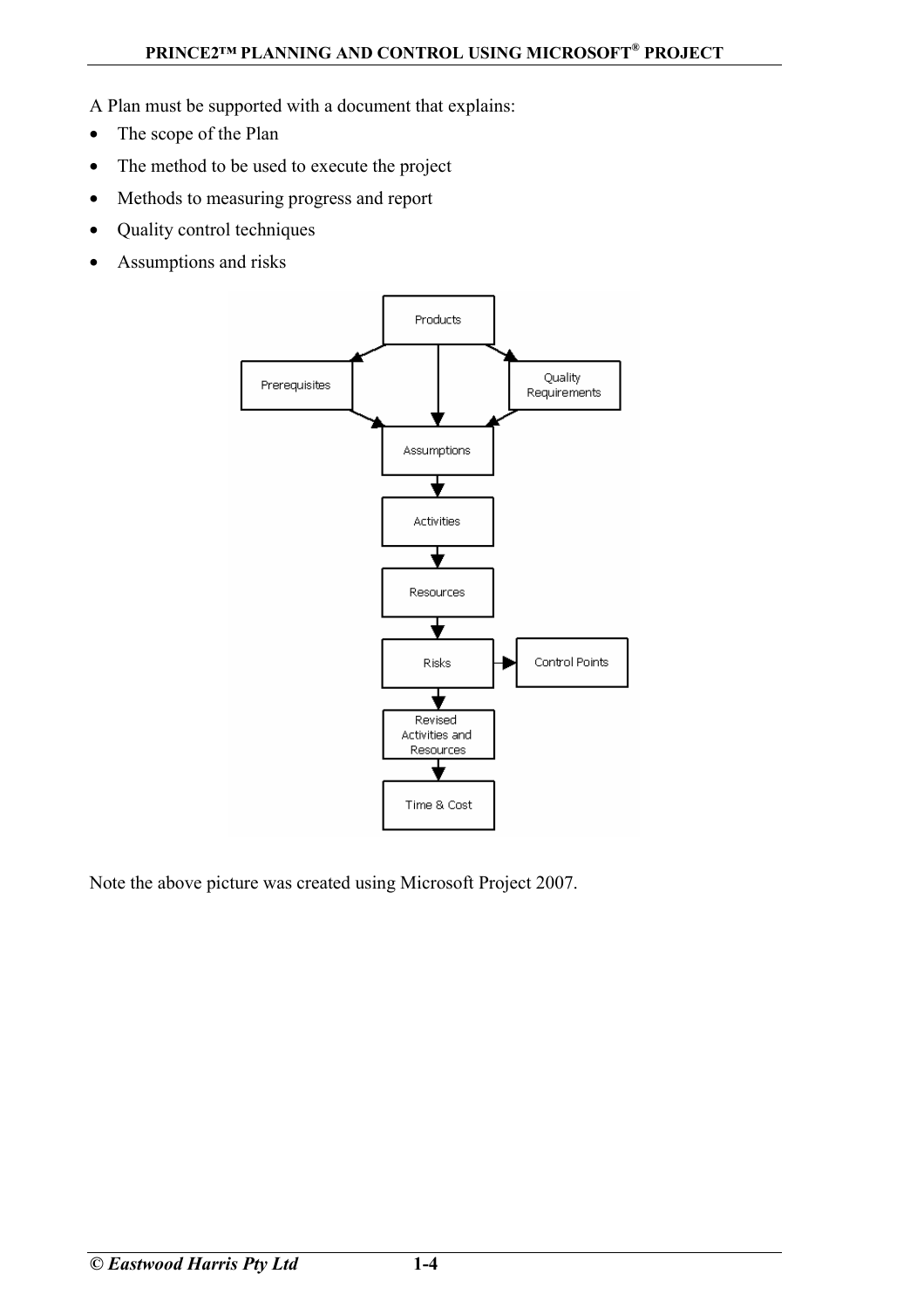A Plan must be supported with a document that explains:

- The scope of the Plan
- The method to be used to execute the project
- Methods to measuring progress and report
- Quality control techniques
- Assumptions and risks

Note the above picture was created using Microsoft Project 2007.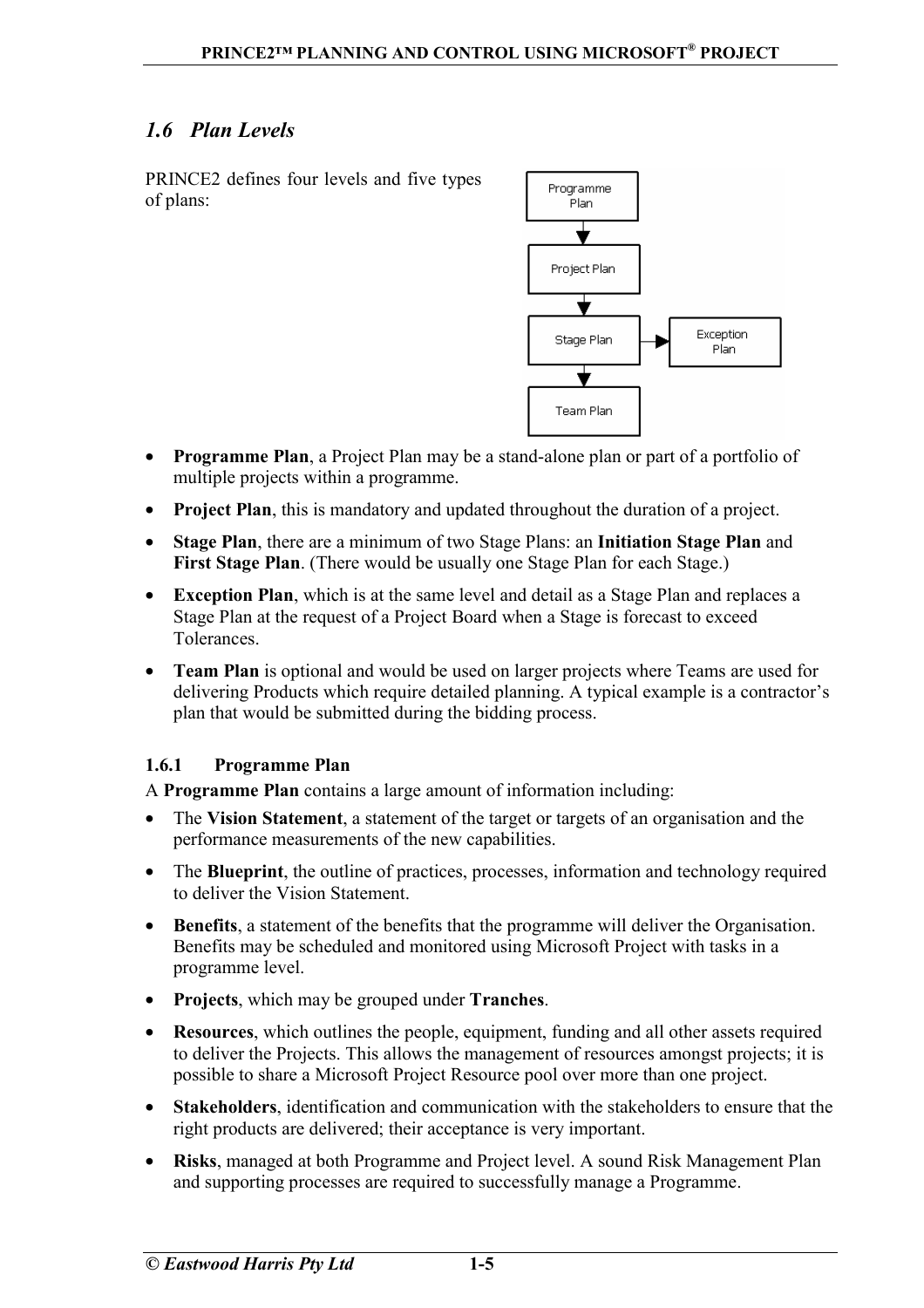## 1.6 Plan Levels

PRINCE2 defines four levels and five types of plans:

Programme Plan

Project Plan

Stage Plan

Exception Plan

Team Plan

- **Programme Plan**, a Project Plan may be a stand-alone plan or part of a portfolio of multiple projects within a programme.
- **Project Plan**, this is mandatory and updated throughout the duration of a project.
- **Stage Plan**, there are a minimum of two Stage Plans: an **Initiation Stage Plan** and **First Stage Plan**. (There would be usually one Stage Plan for each Stage.)
- **Exception Plan**, which is at the same level and detail as a Stage Plan and replaces a Stage Plan at the request of a Project Board when a Stage is forecast to exceed Tolerances.
- **Team Plan** is optional and would be used on larger projects where Teams are used for delivering Products which require detailed planning. A typical example is a contractor's plan that would be submitted during the bidding process.

### 1.6.1 Programme Plan

A **Programme Plan** contains a large amount of information including:

- The **Vision Statement**, a statement of the target or targets of an organisation and the performance measurements of the new capabilities.
- The **Blueprint**, the outline of practices, processes, information and technology required to deliver the Vision Statement.
- **Benefits**, a statement of the benefits that the programme will deliver the Organisation. Benefits may be scheduled and monitored using Microsoft Project with tasks in a programme level.
- **Projects**, which may be grouped under **Tranches**.
- **Resources**, which outlines the people, equipment, funding and all other assets required to deliver the Projects. This allows the management of resources amongst projects; it is possible to share a Microsoft Project Resource pool over more than one project.
- **Stakeholders**, identification and communication with the stakeholders to ensure that the right products are delivered; their acceptance is very important.
- **Risks**, managed at both Programme and Project level. A sound Risk Management Plan and supporting processes are required to successfully manage a Programme.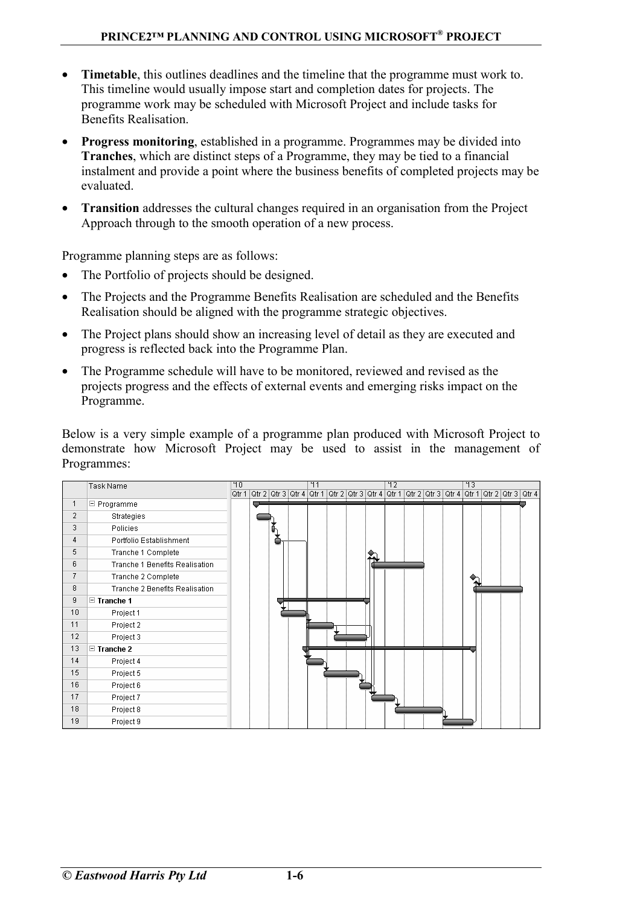- **Timetable**, this outlines deadlines and the timeline that the programme must work to. This timeline would usually impose start and completion dates for projects. The programme work may be scheduled with Microsoft Project and include tasks for Benefits Realisation.
- **Progress monitoring**, established in a programme. Programmes may be divided into **Tranches**, which are distinct steps of a Programme, they may be tied to a financial instalment and provide a point where the business benefits of completed projects may be evaluated.
- **Transition** addresses the cultural changes required in an organisation from the Project Approach through to the smooth operation of a new process.

Programme planning steps are as follows:

- The Portfolio of projects should be designed.
- The Projects and the Programme Benefits Realisation are scheduled and the Benefits Realisation should be aligned with the programme strategic objectives.
- The Project plans should show an increasing level of detail as they are executed and progress is reflected back into the Programme Plan.
- The Programme schedule will have to be monitored, reviewed and revised as the projects progress and the effects of external events and emerging risks impact on the Programme.

Below is a very simple example of a programme plan produced with Microsoft Project to demonstrate how Microsoft Project may be used to assist in the management of Programmes:

| | Task Name |
|---|---|
| 1 | ⊟ Programme |
| 2 | Strategies |
| 3 | Policies |
| 4 | Portfolio Establishment |
| 5 | Tranche 1 Complete |
| 6 | Tranche 1 Benefits Realisation |
| 7 | Tranche 2 Complete |
| 8 | Tranche 2 Benefits Realisation |
| 9 | ⊟ **Tranche 1** |
| 10 | Project 1 |
| 11 | Project 2 |
| 12 | Project 3 |
| 13 | ⊟ **Tranche 2** |
| 14 | Project 4 |
| 15 | Project 5 |
| 16 | Project 6 |
| 17 | Project 7 |
| 18 | Project 8 |
| 19 | Project 9 |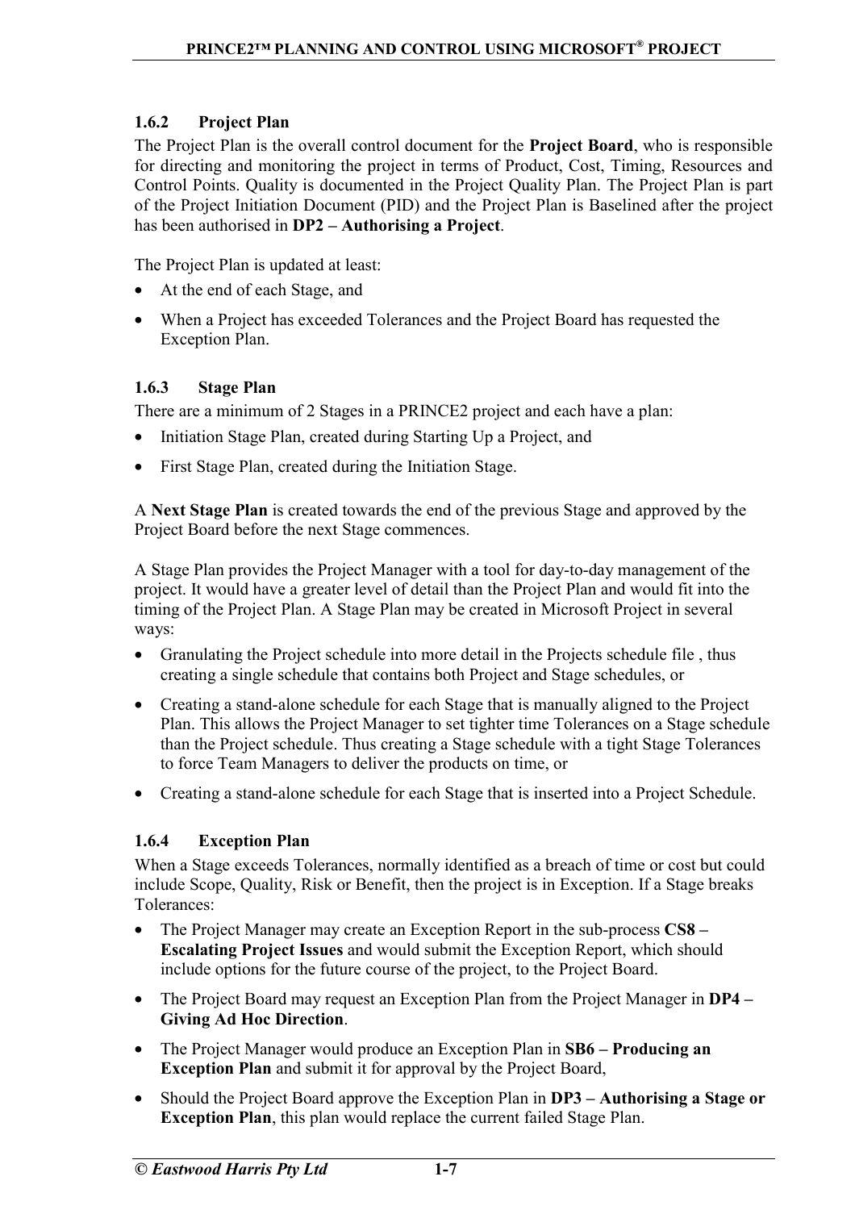### 1.6.2 Project Plan

The Project Plan is the overall control document for the **Project Board**, who is responsible for directing and monitoring the project in terms of Product, Cost, Timing, Resources and Control Points. Quality is documented in the Project Quality Plan. The Project Plan is part of the Project Initiation Document (PID) and the Project Plan is Baselined after the project has been authorised in **DP2 – Authorising a Project**.

The Project Plan is updated at least:

- At the end of each Stage, and
- When a Project has exceeded Tolerances and the Project Board has requested the Exception Plan.

### 1.6.3 Stage Plan

There are a minimum of 2 Stages in a PRINCE2 project and each have a plan:

- Initiation Stage Plan, created during Starting Up a Project, and
- First Stage Plan, created during the Initiation Stage.

A **Next Stage Plan** is created towards the end of the previous Stage and approved by the Project Board before the next Stage commences.

A Stage Plan provides the Project Manager with a tool for day-to-day management of the project. It would have a greater level of detail than the Project Plan and would fit into the timing of the Project Plan. A Stage Plan may be created in Microsoft Project in several ways:

- Granulating the Project schedule into more detail in the Projects schedule file , thus creating a single schedule that contains both Project and Stage schedules, or
- Creating a stand-alone schedule for each Stage that is manually aligned to the Project Plan. This allows the Project Manager to set tighter time Tolerances on a Stage schedule than the Project schedule. Thus creating a Stage schedule with a tight Stage Tolerances to force Team Managers to deliver the products on time, or
- Creating a stand-alone schedule for each Stage that is inserted into a Project Schedule.

### 1.6.4 Exception Plan

When a Stage exceeds Tolerances, normally identified as a breach of time or cost but could include Scope, Quality, Risk or Benefit, then the project is in Exception. If a Stage breaks Tolerances:

- The Project Manager may create an Exception Report in the sub-process **CS8 – Escalating Project Issues** and would submit the Exception Report, which should include options for the future course of the project, to the Project Board.
- The Project Board may request an Exception Plan from the Project Manager in **DP4 – Giving Ad Hoc Direction**.
- The Project Manager would produce an Exception Plan in **SB6 – Producing an Exception Plan** and submit it for approval by the Project Board,
- Should the Project Board approve the Exception Plan in **DP3 – Authorising a Stage or Exception Plan**, this plan would replace the current failed Stage Plan.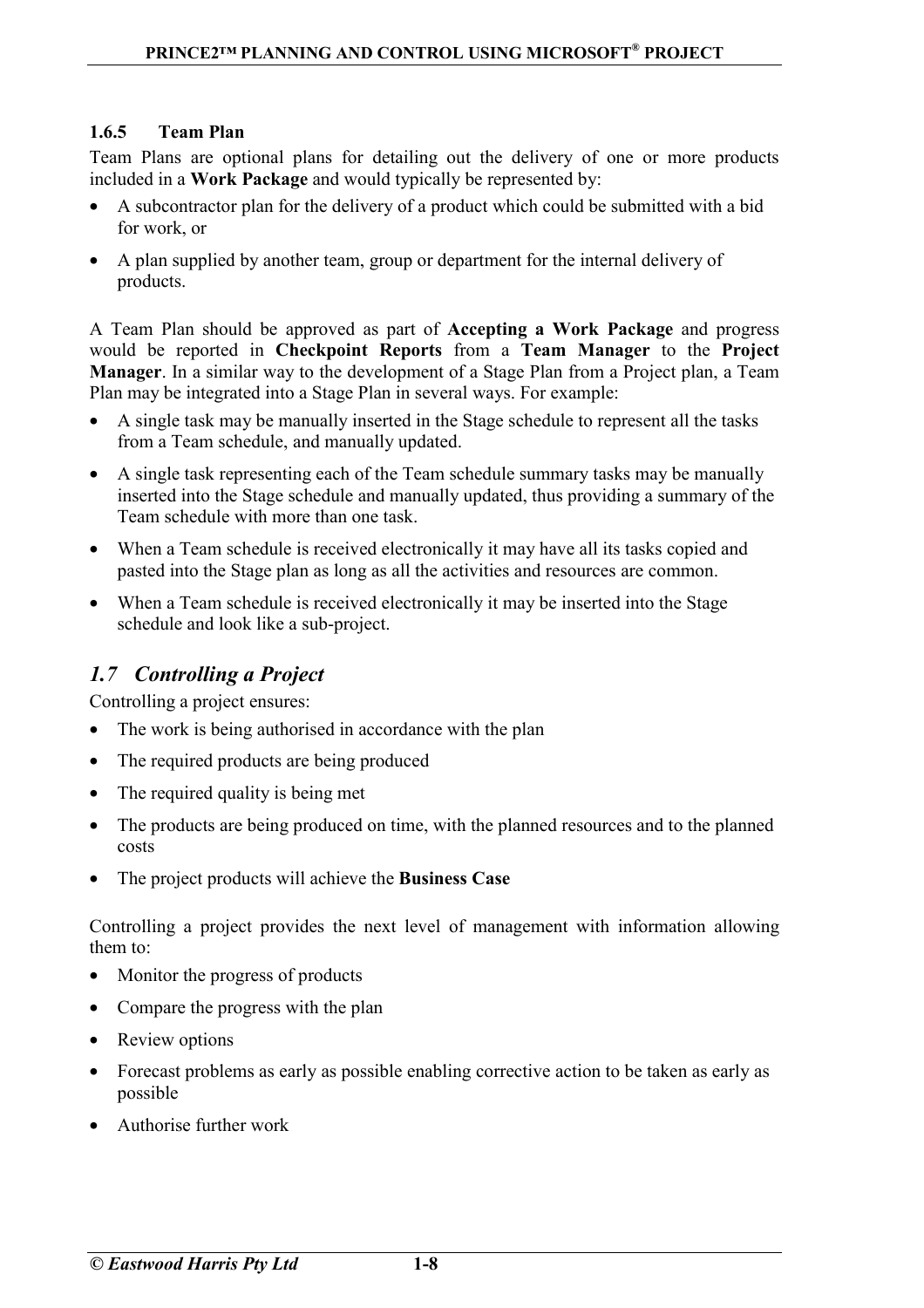### 1.6.5 Team Plan

Team Plans are optional plans for detailing out the delivery of one or more products included in a **Work Package** and would typically be represented by:

- A subcontractor plan for the delivery of a product which could be submitted with a bid for work, or
- A plan supplied by another team, group or department for the internal delivery of products.

A Team Plan should be approved as part of **Accepting a Work Package** and progress would be reported in **Checkpoint Reports** from a **Team Manager** to the **Project Manager**. In a similar way to the development of a Stage Plan from a Project plan, a Team Plan may be integrated into a Stage Plan in several ways. For example:

- A single task may be manually inserted in the Stage schedule to represent all the tasks from a Team schedule, and manually updated.
- A single task representing each of the Team schedule summary tasks may be manually inserted into the Stage schedule and manually updated, thus providing a summary of the Team schedule with more than one task.
- When a Team schedule is received electronically it may have all its tasks copied and pasted into the Stage plan as long as all the activities and resources are common.
- When a Team schedule is received electronically it may be inserted into the Stage schedule and look like a sub-project.

## *1.7 Controlling a Project*

Controlling a project ensures:

- The work is being authorised in accordance with the plan
- The required products are being produced
- The required quality is being met
- The products are being produced on time, with the planned resources and to the planned costs
- The project products will achieve the **Business Case**

Controlling a project provides the next level of management with information allowing them to:

- Monitor the progress of products
- Compare the progress with the plan
- Review options
- Forecast problems as early as possible enabling corrective action to be taken as early as possible
- Authorise further work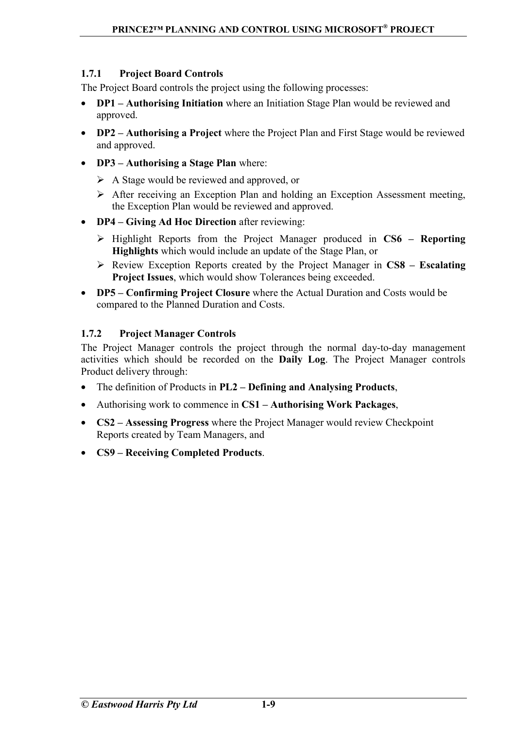### 1.7.1 Project Board Controls

The Project Board controls the project using the following processes:

- **DP1 – Authorising Initiation** where an Initiation Stage Plan would be reviewed and approved.
- **DP2 – Authorising a Project** where the Project Plan and First Stage would be reviewed and approved.
- **DP3 – Authorising a Stage Plan** where:
  - A Stage would be reviewed and approved, or
  - After receiving an Exception Plan and holding an Exception Assessment meeting, the Exception Plan would be reviewed and approved.
- **DP4 – Giving Ad Hoc Direction** after reviewing:
  - Highlight Reports from the Project Manager produced in **CS6 – Reporting Highlights** which would include an update of the Stage Plan, or
  - Review Exception Reports created by the Project Manager in **CS8 – Escalating Project Issues**, which would show Tolerances being exceeded.
- **DP5 – Confirming Project Closure** where the Actual Duration and Costs would be compared to the Planned Duration and Costs.

### 1.7.2 Project Manager Controls

The Project Manager controls the project through the normal day-to-day management activities which should be recorded on the **Daily Log**. The Project Manager controls Product delivery through:

- The definition of Products in **PL2 – Defining and Analysing Products**,
- Authorising work to commence in **CS1 – Authorising Work Packages**,
- **CS2 – Assessing Progress** where the Project Manager would review Checkpoint Reports created by Team Managers, and
- **CS9 – Receiving Completed Products**.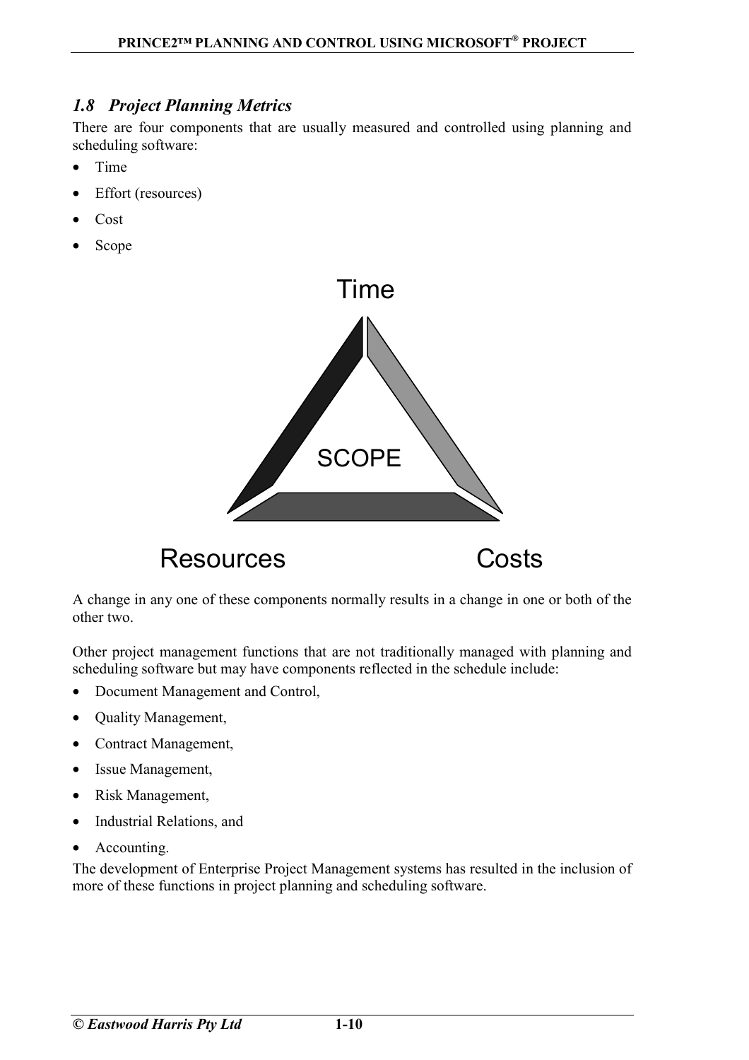## 1.8 Project Planning Metrics

There are four components that are usually measured and controlled using planning and scheduling software:

- Time
- Effort (resources)
- Cost
- Scope

Time

SCOPE

Resources Costs

A change in any one of these components normally results in a change in one or both of the other two.

Other project management functions that are not traditionally managed with planning and scheduling software but may have components reflected in the schedule include:

- Document Management and Control,
- Quality Management,
- Contract Management,
- Issue Management,
- Risk Management,
- Industrial Relations, and
- Accounting.

The development of Enterprise Project Management systems has resulted in the inclusion of more of these functions in project planning and scheduling software.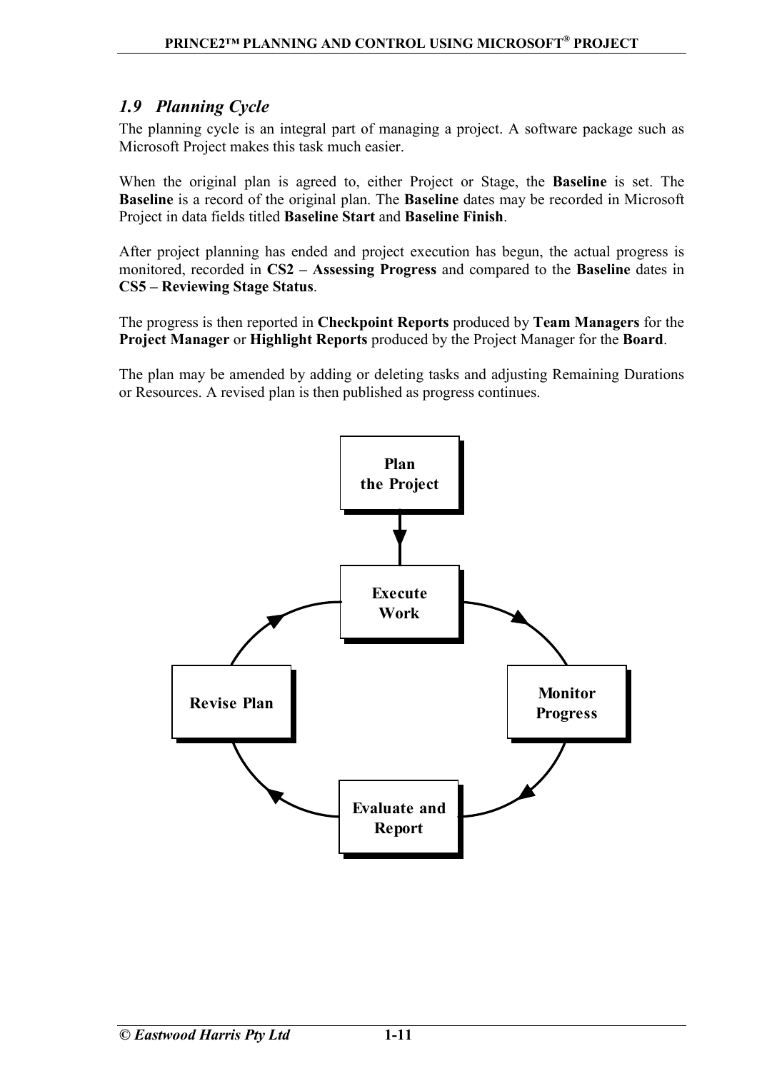## *1.9 Planning Cycle*

The planning cycle is an integral part of managing a project. A software package such as Microsoft Project makes this task much easier.

When the original plan is agreed to, either Project or Stage, the **Baseline** is set. The **Baseline** is a record of the original plan. The **Baseline** dates may be recorded in Microsoft Project in data fields titled **Baseline Start** and **Baseline Finish**.

After project planning has ended and project execution has begun, the actual progress is monitored, recorded in **CS2 – Assessing Progress** and compared to the **Baseline** dates in **CS5 – Reviewing Stage Status**.

The progress is then reported in **Checkpoint Reports** produced by **Team Managers** for the **Project Manager** or **Highlight Reports** produced by the Project Manager for the **Board**.

The plan may be amended by adding or deleting tasks and adjusting Remaining Durations or Resources. A revised plan is then published as progress continues.

**Plan the Project**

**Execute Work**

**Monitor Progress**

**Evaluate and Report**

**Revise Plan**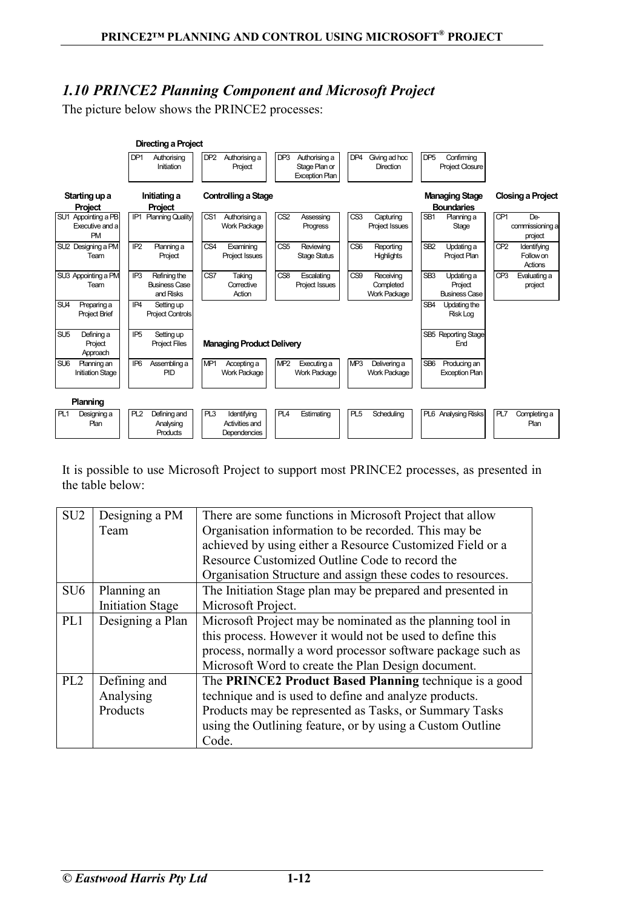## *1.10 PRINCE2 Planning Component and Microsoft Project*

The picture below shows the PRINCE2 processes:

**Directing a Project**

| DP1 Authorising Initiation | DP2 Authorising a Project | DP3 Authorising a Stage Plan or Exception Plan | DP4 Giving ad hoc Direction | DP5 Confirming Project Closure |
|---|---|---|---|---|

| Starting up a Project | Initiating a Project | Controlling a Stage | | | Managing Stage Boundaries | Closing a Project |
|---|---|---|---|---|---|---|
| SU1 Appointing a PB Executive and a PM | IP1 Planning Quality | CS1 Authorising a Work Package | CS2 Assessing Progress | CS3 Capturing Project Issues | SB1 Planning a Stage | CP1 De-commissioning a project |
| SU2 Designing a PM Team | IP2 Planning a Project | CS4 Examining Project Issues | CS5 Reviewing Stage Status | CS6 Reporting Highlights | SB2 Updating a Project Plan | CP2 Identifying Follow on Actions |
| SU3 Appointing a PM Team | IP3 Refining the Business Case and Risks | CS7 Taking Corrective Action | CS8 Escalating Project Issues | CS9 Receiving Completed Work Package | SB3 Updating a Project Business Case | CP3 Evaluating a project |
| SU4 Preparing a Project Brief | IP4 Setting up Project Controls | | | | SB4 Updating the Risk Log | |
| SU5 Defining a Project Approach | IP5 Setting up Project Files | **Managing Product Delivery** | | | SB5 Reporting Stage End | |
| SU6 Planning an Initiation Stage | IP6 Assembling a PID | MP1 Accepting a Work Package | MP2 Executing a Work Package | MP3 Delivering a Work Package | SB6 Producing an Exception Plan | |

**Planning**

| PL1 Designing a Plan | PL2 Defining and Analysing Products | PL3 Identifying Activities and Dependencies | PL4 Estimating | PL5 Scheduling | PL6 Analysing Risks | PL7 Completing a Plan |
|---|---|---|---|---|---|---|

It is possible to use Microsoft Project to support most PRINCE2 processes, as presented in the table below:

| | | |
|---|---|---|
| SU2 | Designing a PM Team | There are some functions in Microsoft Project that allow Organisation information to be recorded. This may be achieved by using either a Resource Customized Field or a Resource Customized Outline Code to record the Organisation Structure and assign these codes to resources. |
| SU6 | Planning an Initiation Stage | The Initiation Stage plan may be prepared and presented in Microsoft Project. |
| PL1 | Designing a Plan | Microsoft Project may be nominated as the planning tool in this process. However it would not be used to define this process, normally a word processor software package such as Microsoft Word to create the Plan Design document. |
| PL2 | Defining and Analysing Products | The **PRINCE2 Product Based Planning** technique is a good technique and is used to define and analyze products. Products may be represented as Tasks, or Summary Tasks using the Outlining feature, or by using a Custom Outline Code. |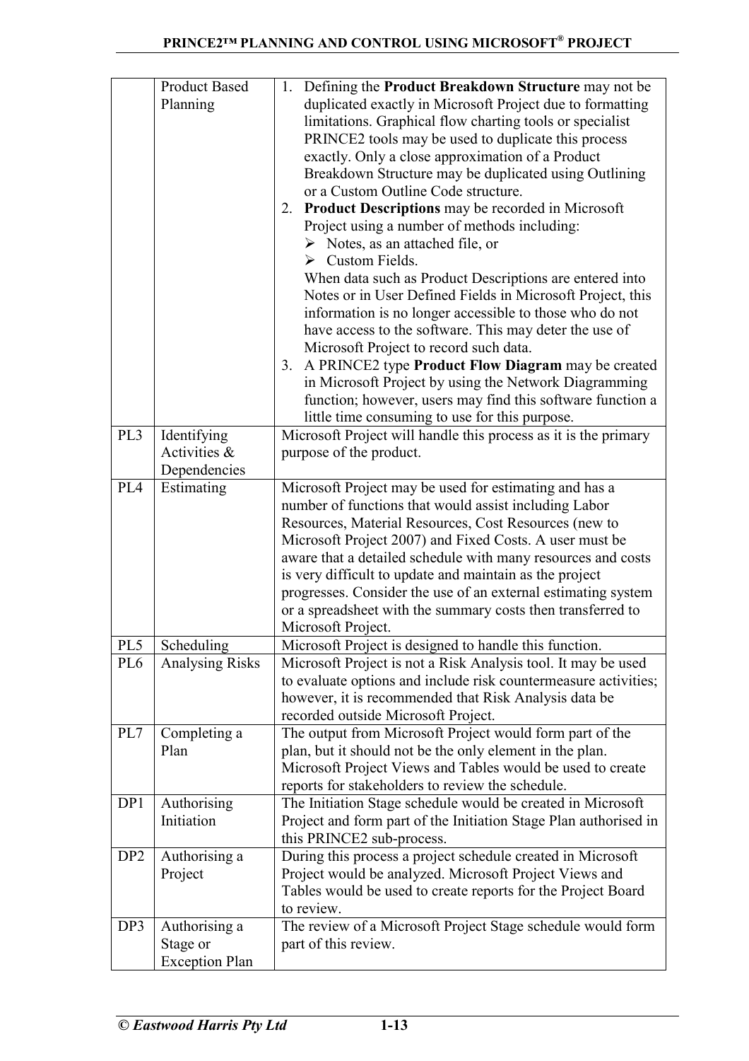|  | Product Based Planning | 1. Defining the **Product Breakdown Structure** may not be duplicated exactly in Microsoft Project due to formatting limitations. Graphical flow charting tools or specialist PRINCE2 tools may be used to duplicate this process exactly. Only a close approximation of a Product Breakdown Structure may be duplicated using Outlining or a Custom Outline Code structure.<br>2. **Product Descriptions** may be recorded in Microsoft Project using a number of methods including:<br>➢ Notes, as an attached file, or<br>➢ Custom Fields.<br>When data such as Product Descriptions are entered into Notes or in User Defined Fields in Microsoft Project, this information is no longer accessible to those who do not have access to the software. This may deter the use of Microsoft Project to record such data.<br>3. A PRINCE2 type **Product Flow Diagram** may be created in Microsoft Project by using the Network Diagramming function; however, users may find this software function a little time consuming to use for this purpose. |
|---|---|---|
| PL3 | Identifying Activities & Dependencies | Microsoft Project will handle this process as it is the primary purpose of the product. |
| PL4 | Estimating | Microsoft Project may be used for estimating and has a number of functions that would assist including Labor Resources, Material Resources, Cost Resources (new to Microsoft Project 2007) and Fixed Costs. A user must be aware that a detailed schedule with many resources and costs is very difficult to update and maintain as the project progresses. Consider the use of an external estimating system or a spreadsheet with the summary costs then transferred to Microsoft Project. |
| PL5 | Scheduling | Microsoft Project is designed to handle this function. |
| PL6 | Analysing Risks | Microsoft Project is not a Risk Analysis tool. It may be used to evaluate options and include risk countermeasure activities; however, it is recommended that Risk Analysis data be recorded outside Microsoft Project. |
| PL7 | Completing a Plan | The output from Microsoft Project would form part of the plan, but it should not be the only element in the plan. Microsoft Project Views and Tables would be used to create reports for stakeholders to review the schedule. |
| DP1 | Authorising Initiation | The Initiation Stage schedule would be created in Microsoft Project and form part of the Initiation Stage Plan authorised in this PRINCE2 sub-process. |
| DP2 | Authorising a Project | During this process a project schedule created in Microsoft Project would be analyzed. Microsoft Project Views and Tables would be used to create reports for the Project Board to review. |
| DP3 | Authorising a Stage or Exception Plan | The review of a Microsoft Project Stage schedule would form part of this review. |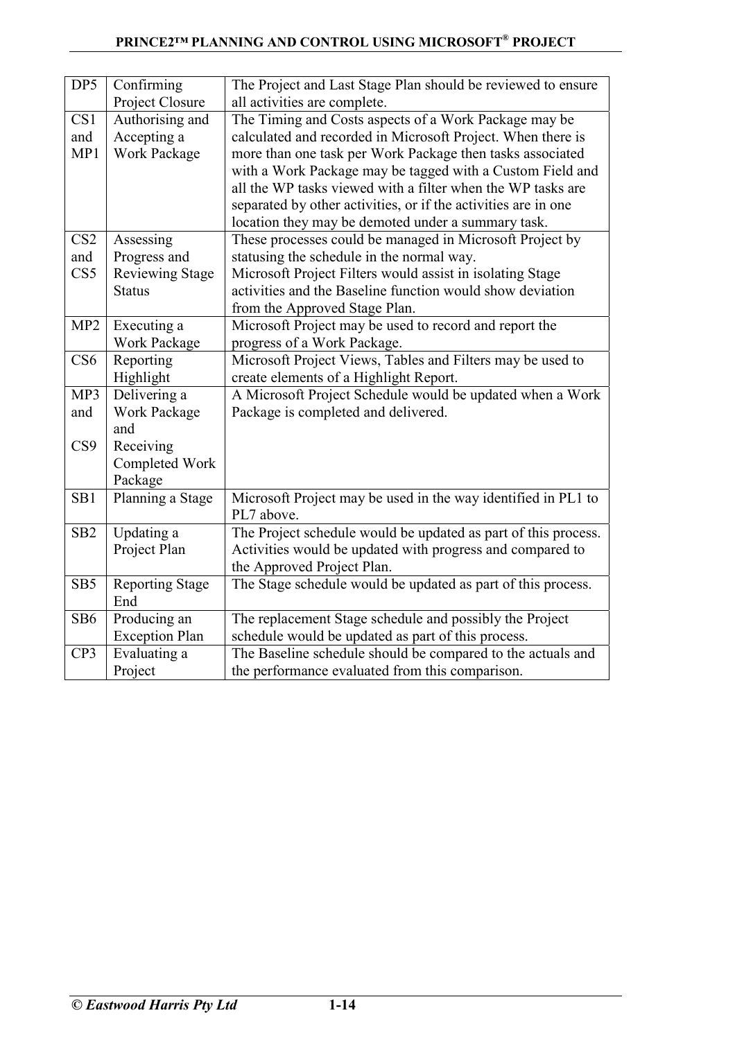| DP5 | Confirming Project Closure | The Project and Last Stage Plan should be reviewed to ensure all activities are complete. |
|---|---|---|
| CS1 and MP1 | Authorising and Accepting a Work Package | The Timing and Costs aspects of a Work Package may be calculated and recorded in Microsoft Project. When there is more than one task per Work Package then tasks associated with a Work Package may be tagged with a Custom Field and all the WP tasks viewed with a filter when the WP tasks are separated by other activities, or if the activities are in one location they may be demoted under a summary task. |
| CS2 and CS5 | Assessing Progress and Reviewing Stage Status | These processes could be managed in Microsoft Project by statusing the schedule in the normal way. Microsoft Project Filters would assist in isolating Stage activities and the Baseline function would show deviation from the Approved Stage Plan. |
| MP2 | Executing a Work Package | Microsoft Project may be used to record and report the progress of a Work Package. |
| CS6 | Reporting Highlight | Microsoft Project Views, Tables and Filters may be used to create elements of a Highlight Report. |
| MP3 and CS9 | Delivering a Work Package and Receiving Completed Work Package | A Microsoft Project Schedule would be updated when a Work Package is completed and delivered. |
| SB1 | Planning a Stage | Microsoft Project may be used in the way identified in PL1 to PL7 above. |
| SB2 | Updating a Project Plan | The Project schedule would be updated as part of this process. Activities would be updated with progress and compared to the Approved Project Plan. |
| SB5 | Reporting Stage End | The Stage schedule would be updated as part of this process. |
| SB6 | Producing an Exception Plan | The replacement Stage schedule and possibly the Project schedule would be updated as part of this process. |
| CP3 | Evaluating a Project | The Baseline schedule should be compared to the actuals and the performance evaluated from this comparison. |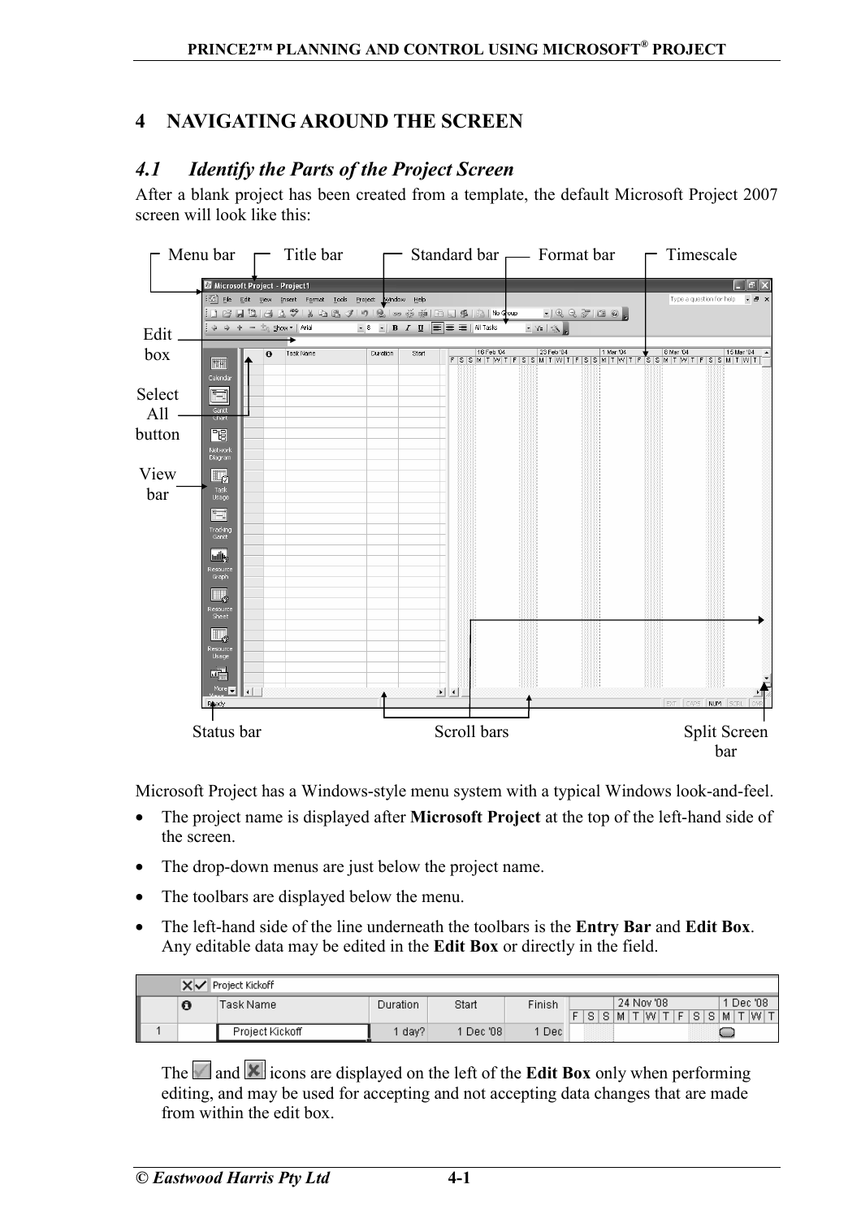# 4 NAVIGATING AROUND THE SCREEN

## 4.1 *Identify the Parts of the Project Screen*

After a blank project has been created from a template, the default Microsoft Project 2007 screen will look like this:

Menu bar    Title bar    Standard bar    Format bar    Timescale

Edit box

Select All button

View bar

Status bar    Scroll bars    Split Screen bar

Microsoft Project has a Windows-style menu system with a typical Windows look-and-feel.

- The project name is displayed after **Microsoft Project** at the top of the left-hand side of the screen.
- The drop-down menus are just below the project name.
- The toolbars are displayed below the menu.
- The left-hand side of the line underneath the toolbars is the **Entry Bar** and **Edit Box**. Any editable data may be edited in the **Edit Box** or directly in the field.

The ✓ and ✗ icons are displayed on the left of the **Edit Box** only when performing editing, and may be used for accepting and not accepting data changes that are made from within the edit box.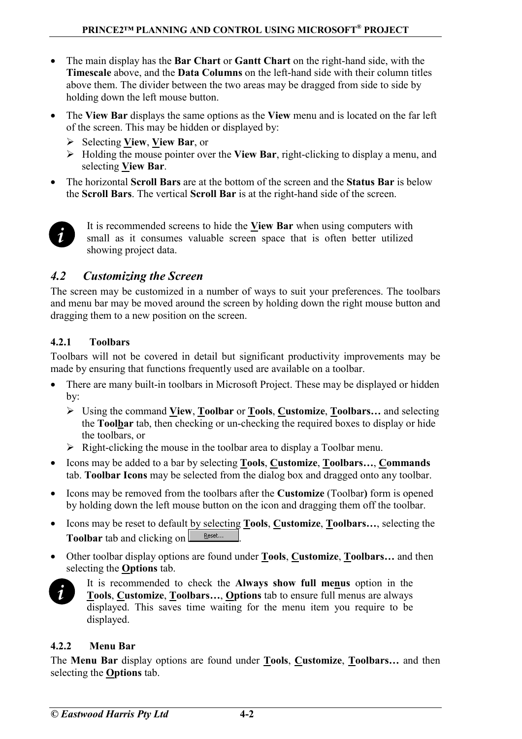- The main display has the **Bar Chart** or **Gantt Chart** on the right-hand side, with the **Timescale** above, and the **Data Columns** on the left-hand side with their column titles above them. The divider between the two areas may be dragged from side to side by holding down the left mouse button.
- The **View Bar** displays the same options as the **View** menu and is located on the far left of the screen. This may be hidden or displayed by:
  - Selecting **View**, **View Bar**, or
  - Holding the mouse pointer over the **View Bar**, right-clicking to display a menu, and selecting **View Bar**.
- The horizontal **Scroll Bars** are at the bottom of the screen and the **Status Bar** is below the **Scroll Bars**. The vertical **Scroll Bar** is at the right-hand side of the screen.

It is recommended screens to hide the **View Bar** when using computers with small as it consumes valuable screen space that is often better utilized showing project data.

## *4.2 Customizing the Screen*

The screen may be customized in a number of ways to suit your preferences. The toolbars and menu bar may be moved around the screen by holding down the right mouse button and dragging them to a new position on the screen.

### 4.2.1 Toolbars

Toolbars will not be covered in detail but significant productivity improvements may be made by ensuring that functions frequently used are available on a toolbar.

- There are many built-in toolbars in Microsoft Project. These may be displayed or hidden by:
  - Using the command **View**, **Toolbar** or **Tools**, **Customize**, **Toolbars…** and selecting the **Toolbar** tab, then checking or un-checking the required boxes to display or hide the toolbars, or
  - Right-clicking the mouse in the toolbar area to display a Toolbar menu.
- Icons may be added to a bar by selecting **Tools**, **Customize**, **Toolbars…**, **Commands** tab. **Toolbar Icons** may be selected from the dialog box and dragged onto any toolbar.
- Icons may be removed from the toolbars after the **Customize** (Toolbar**)** form is opened by holding down the left mouse button on the icon and dragging them off the toolbar.
- Icons may be reset to default by selecting **Tools**, **Customize**, **Toolbars…**, selecting the **Toolbar** tab and clicking on Reset... .
- Other toolbar display options are found under **Tools**, **Customize**, **Toolbars…** and then selecting the **Options** tab.

It is recommended to check the **Always show full menus** option in the **Tools**, **Customize**, **Toolbars…**, **Options** tab to ensure full menus are always displayed. This saves time waiting for the menu item you require to be displayed.

### 4.2.2 Menu Bar

The **Menu Bar** display options are found under **Tools**, **Customize**, **Toolbars…** and then selecting the **Options** tab.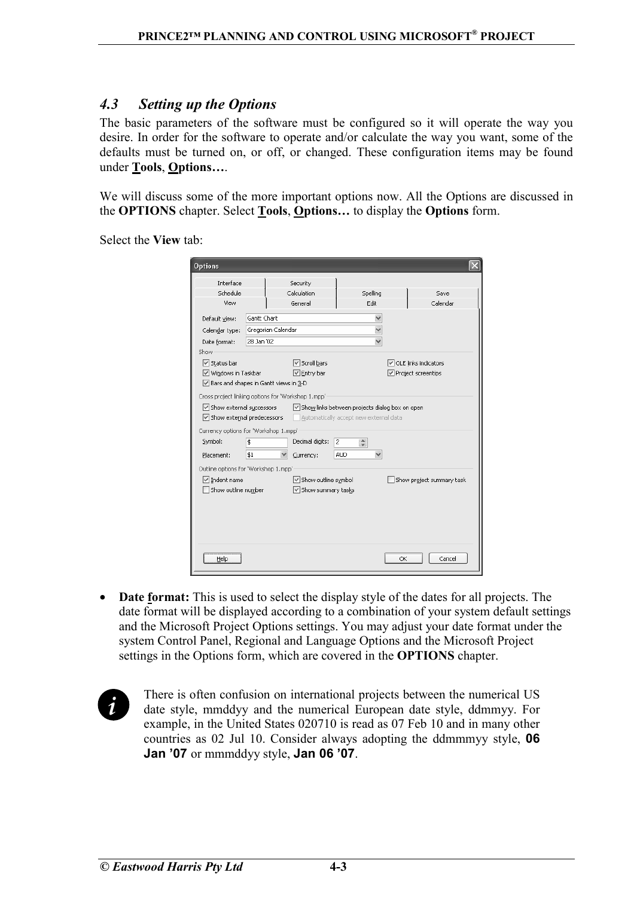## 4.3 Setting up the Options

The basic parameters of the software must be configured so it will operate the way you desire. In order for the software to operate and/or calculate the way you want, some of the defaults must be turned on, or off, or changed. These configuration items may be found under **Tools**, **Options…**.

We will discuss some of the more important options now. All the Options are discussed in the **OPTIONS** chapter. Select **Tools**, **Options…** to display the **Options** form.

Select the **View** tab:

- **Date format:** This is used to select the display style of the dates for all projects. The date format will be displayed according to a combination of your system default settings and the Microsoft Project Options settings. You may adjust your date format under the system Control Panel, Regional and Language Options and the Microsoft Project settings in the Options form, which are covered in the **OPTIONS** chapter.

There is often confusion on international projects between the numerical US date style, mmddyy and the numerical European date style, ddmmyy. For example, in the United States 020710 is read as 07 Feb 10 and in many other countries as 02 Jul 10. Consider always adopting the ddmmmyy style, **06 Jan '07** or mmmddyy style, **Jan 06 '07**.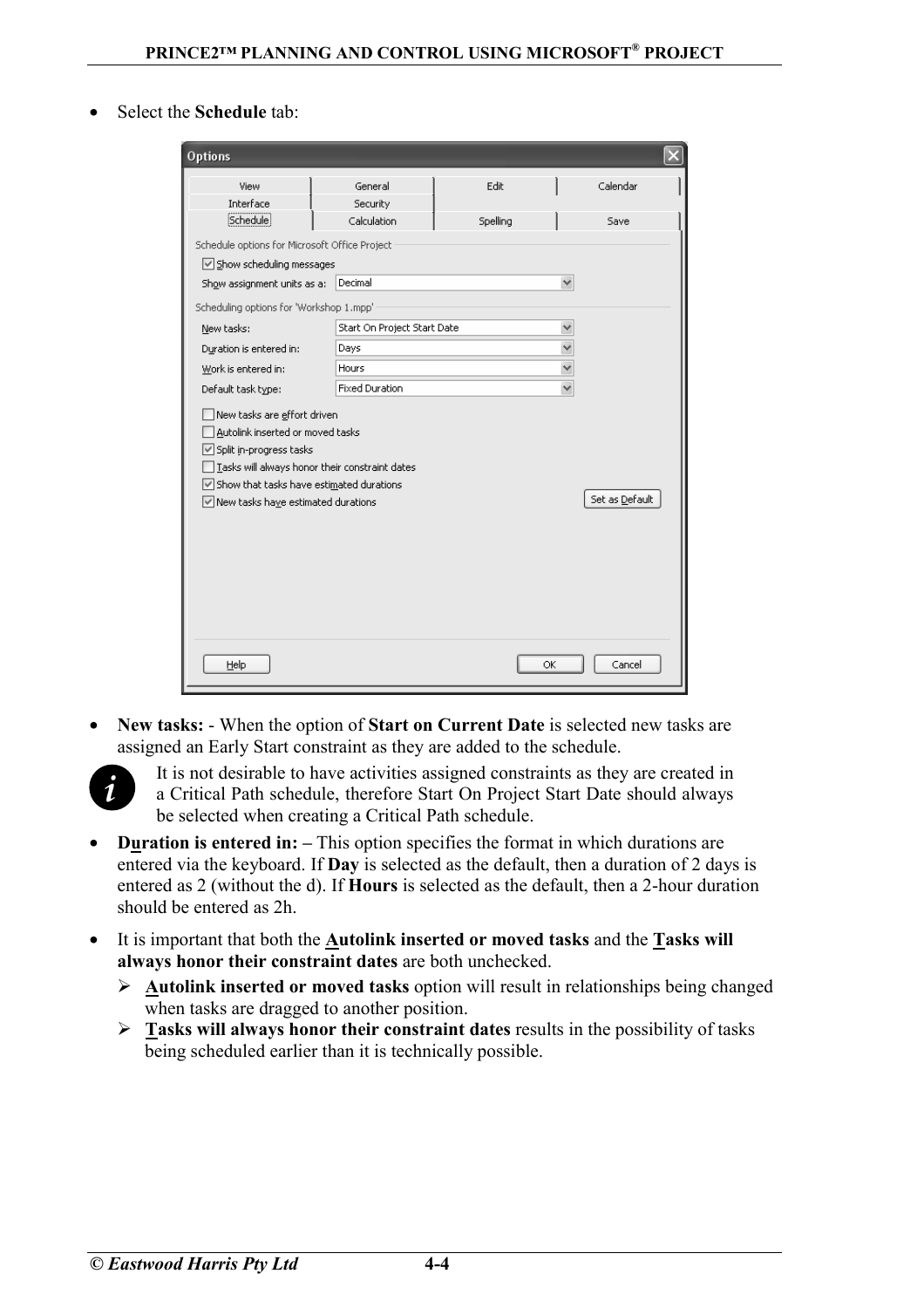- Select the **Schedule** tab:

- **New tasks:** - When the option of **Start on Current Date** is selected new tasks are assigned an Early Start constraint as they are added to the schedule.

  It is not desirable to have activities assigned constraints as they are created in a Critical Path schedule, therefore Start On Project Start Date should always be selected when creating a Critical Path schedule.

- **Duration is entered in: –** This option specifies the format in which durations are entered via the keyboard. If **Day** is selected as the default, then a duration of 2 days is entered as 2 (without the d). If **Hours** is selected as the default, then a 2-hour duration should be entered as 2h.

- It is important that both the **Autolink inserted or moved tasks** and the **Tasks will always honor their constraint dates** are both unchecked.
  - **Autolink inserted or moved tasks** option will result in relationships being changed when tasks are dragged to another position.
  - **Tasks will always honor their constraint dates** results in the possibility of tasks being scheduled earlier than it is technically possible.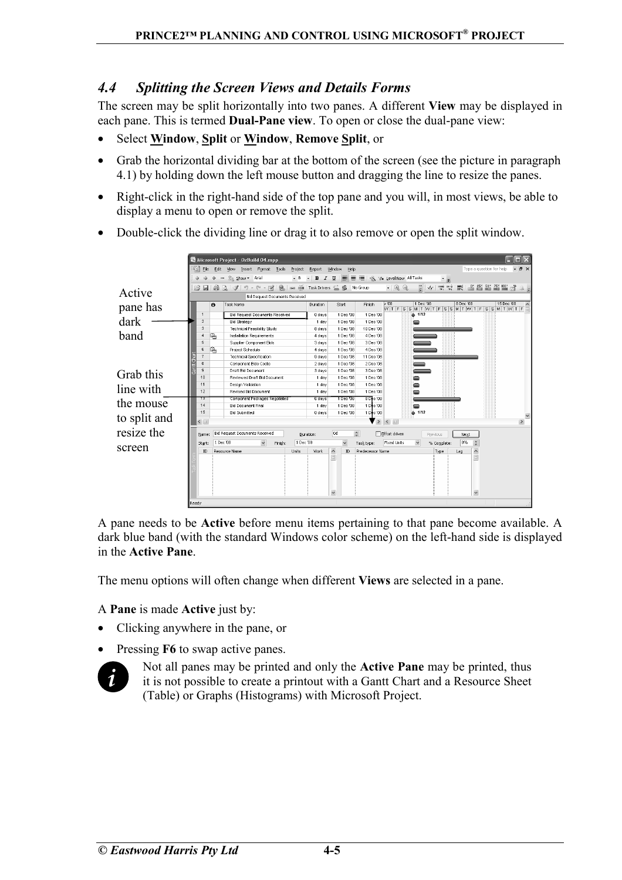## 4.4 Splitting the Screen Views and Details Forms

The screen may be split horizontally into two panes. A different **View** may be displayed in each pane. This is termed **Dual-Pane view**. To open or close the dual-pane view:

- Select **Window**, **Split** or **Window**, **Remove Split**, or
- Grab the horizontal dividing bar at the bottom of the screen (see the picture in paragraph 4.1) by holding down the left mouse button and dragging the line to resize the panes.
- Right-click in the right-hand side of the top pane and you will, in most views, be able to display a menu to open or remove the split.
- Double-click the dividing line or drag it to also remove or open the split window.

Active pane has dark band

Grab this line with the mouse to split and resize the screen

A pane needs to be **Active** before menu items pertaining to that pane become available. A dark blue band (with the standard Windows color scheme) on the left-hand side is displayed in the **Active Pane**.

The menu options will often change when different **Views** are selected in a pane.

A **Pane** is made **Active** just by:

- Clicking anywhere in the pane, or
- Pressing **F6** to swap active panes.

Not all panes may be printed and only the **Active Pane** may be printed, thus it is not possible to create a printout with a Gantt Chart and a Resource Sheet (Table) or Graphs (Histograms) with Microsoft Project.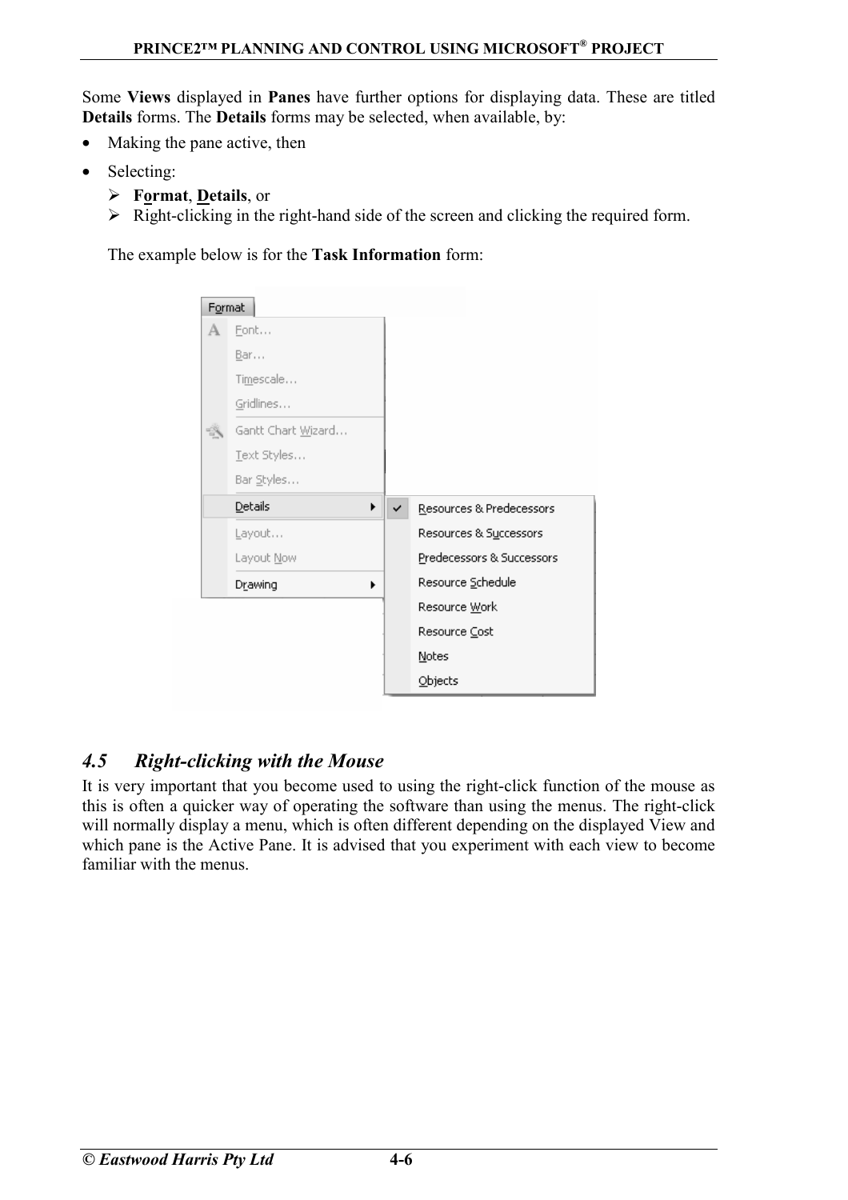Some **Views** displayed in **Panes** have further options for displaying data. These are titled **Details** forms. The **Details** forms may be selected, when available, by:

- Making the pane active, then
- Selecting:
  - **Format**, **Details**, or
  - Right-clicking in the right-hand side of the screen and clicking the required form.

  The example below is for the **Task Information** form:

## *4.5 Right-clicking with the Mouse*

It is very important that you become used to using the right-click function of the mouse as this is often a quicker way of operating the software than using the menus. The right-click will normally display a menu, which is often different depending on the displayed View and which pane is the Active Pane. It is advised that you experiment with each view to become familiar with the menus.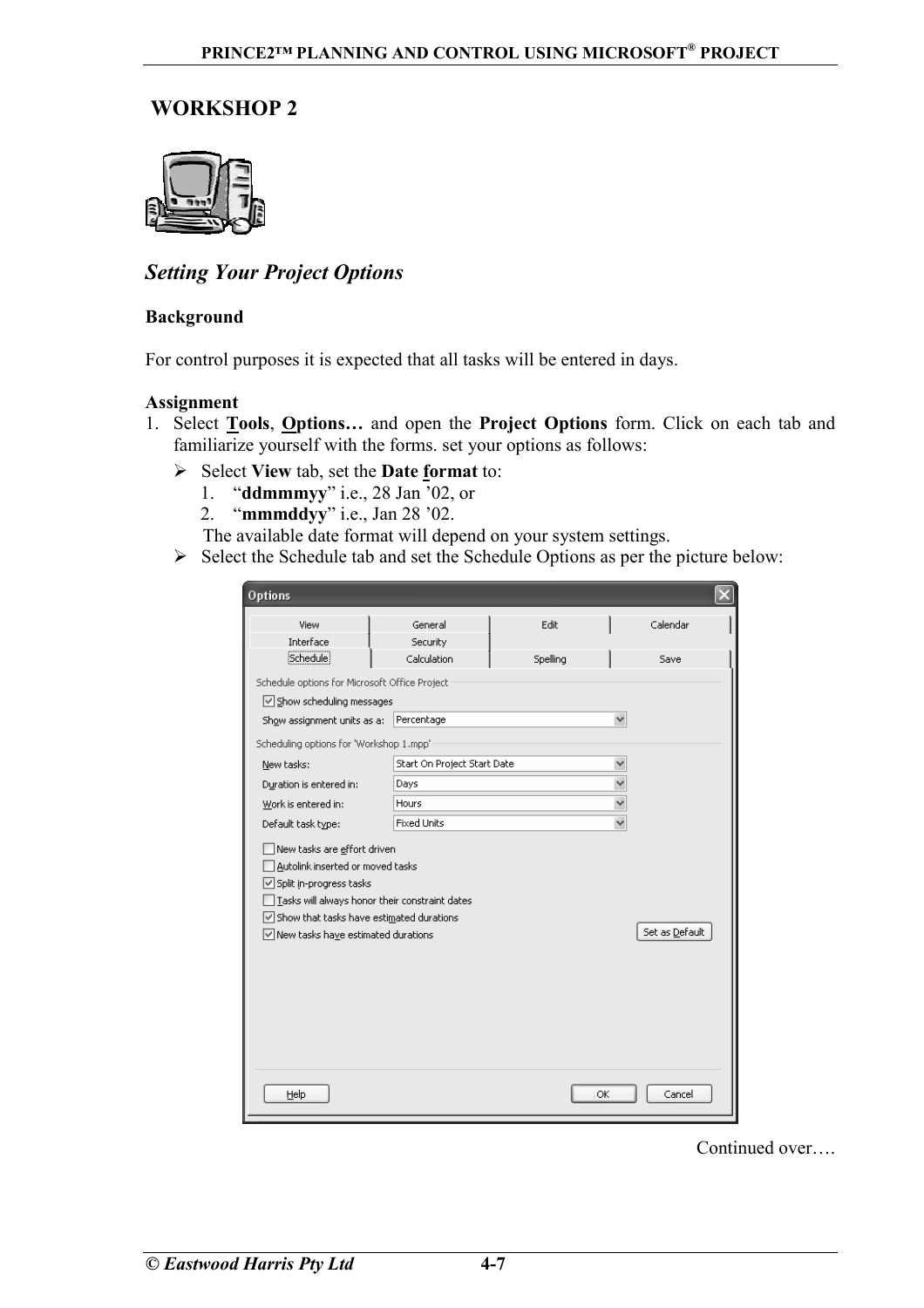## WORKSHOP 2

### *Setting Your Project Options*

**Background**

For control purposes it is expected that all tasks will be entered in days.

**Assignment**

1. Select **Tools**, **Options…** and open the **Project Options** form. Click on each tab and familiarize yourself with the forms. set your options as follows:
   - Select **View** tab, set the **Date format** to:
     1. "**ddmmmyy**" i.e., 28 Jan '02, or
     2. "**mmmddyy**" i.e., Jan 28 '02.

     The available date format will depend on your system settings.
   - Select the Schedule tab and set the Schedule Options as per the picture below:

Continued over….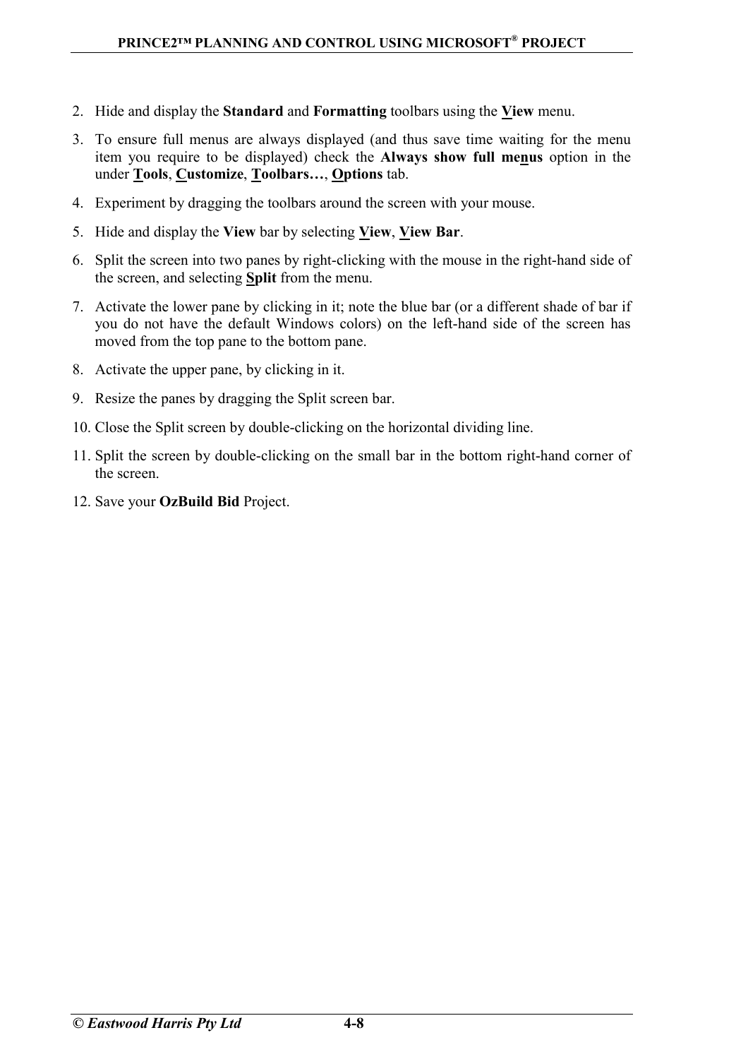2. Hide and display the **Standard** and **Formatting** toolbars using the **View** menu.
3. To ensure full menus are always displayed (and thus save time waiting for the menu item you require to be displayed) check the **Always show full menus** option in the under **Tools**, **Customize**, **Toolbars…**, **Options** tab.
4. Experiment by dragging the toolbars around the screen with your mouse.
5. Hide and display the **View** bar by selecting **View**, **View Bar**.
6. Split the screen into two panes by right-clicking with the mouse in the right-hand side of the screen, and selecting **Split** from the menu.
7. Activate the lower pane by clicking in it; note the blue bar (or a different shade of bar if you do not have the default Windows colors) on the left-hand side of the screen has moved from the top pane to the bottom pane.
8. Activate the upper pane, by clicking in it.
9. Resize the panes by dragging the Split screen bar.
10. Close the Split screen by double-clicking on the horizontal dividing line.
11. Split the screen by double-clicking on the small bar in the bottom right-hand corner of the screen.
12. Save your **OzBuild Bid** Project.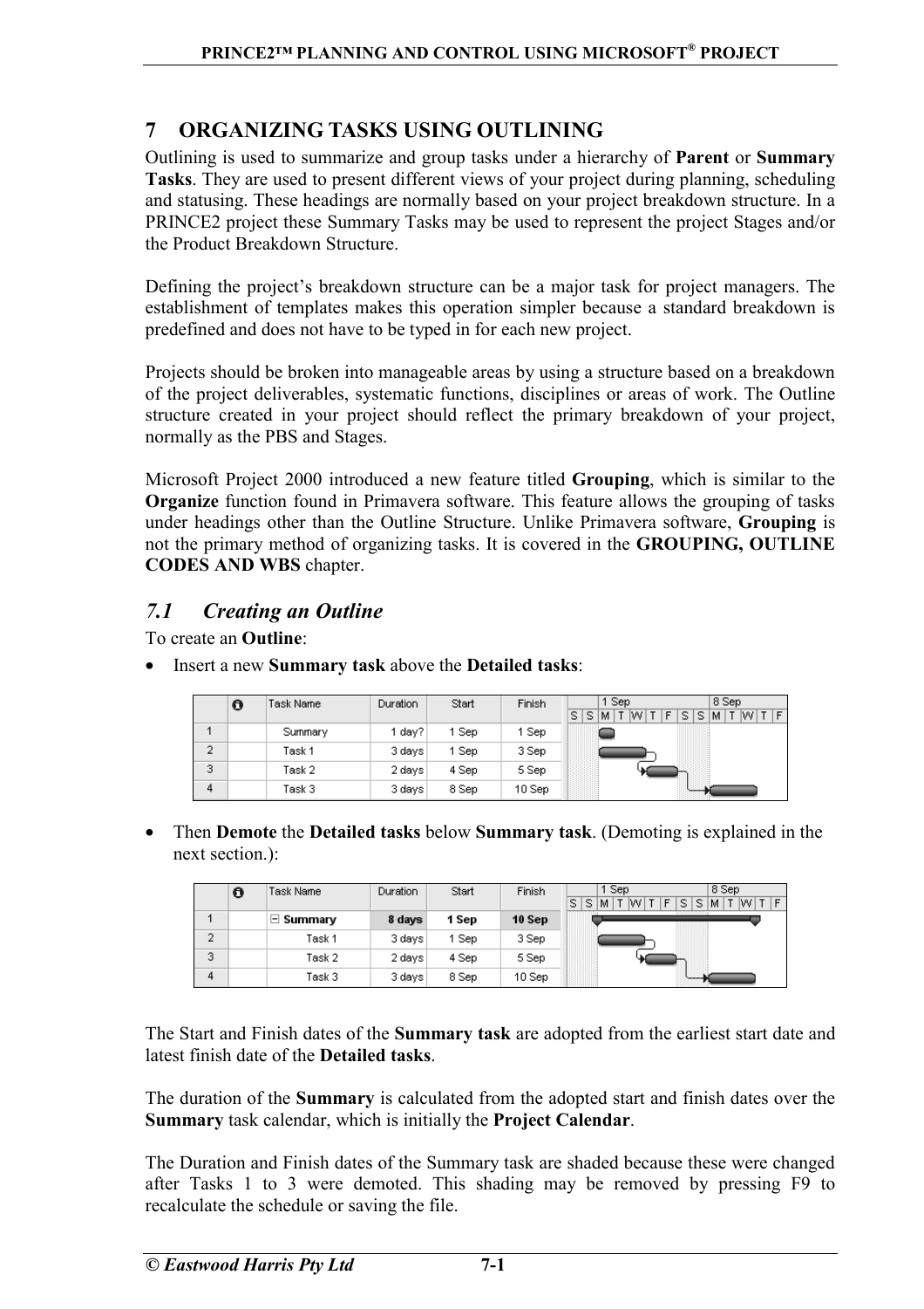## 7 ORGANIZING TASKS USING OUTLINING

Outlining is used to summarize and group tasks under a hierarchy of **Parent** or **Summary Tasks**. They are used to present different views of your project during planning, scheduling and statusing. These headings are normally based on your project breakdown structure. In a PRINCE2 project these Summary Tasks may be used to represent the project Stages and/or the Product Breakdown Structure.

Defining the project's breakdown structure can be a major task for project managers. The establishment of templates makes this operation simpler because a standard breakdown is predefined and does not have to be typed in for each new project.

Projects should be broken into manageable areas by using a structure based on a breakdown of the project deliverables, systematic functions, disciplines or areas of work. The Outline structure created in your project should reflect the primary breakdown of your project, normally as the PBS and Stages.

Microsoft Project 2000 introduced a new feature titled **Grouping**, which is similar to the **Organize** function found in Primavera software. This feature allows the grouping of tasks under headings other than the Outline Structure. Unlike Primavera software, **Grouping** is not the primary method of organizing tasks. It is covered in the **GROUPING, OUTLINE CODES AND WBS** chapter.

### *7.1 Creating an Outline*

To create an **Outline**:

- Insert a new **Summary task** above the **Detailed tasks**:

| | Task Name | Duration | Start | Finish |
|---|---|---|---|---|
| 1 | Summary | 1 day? | 1 Sep | 1 Sep |
| 2 | Task 1 | 3 days | 1 Sep | 3 Sep |
| 3 | Task 2 | 2 days | 4 Sep | 5 Sep |
| 4 | Task 3 | 3 days | 8 Sep | 10 Sep |

- Then **Demote** the **Detailed tasks** below **Summary task**. (Demoting is explained in the next section.):

| | Task Name | Duration | Start | Finish |
|---|---|---|---|---|
| 1 | **Summary** | **8 days** | **1 Sep** | **10 Sep** |
| 2 | Task 1 | 3 days | 1 Sep | 3 Sep |
| 3 | Task 2 | 2 days | 4 Sep | 5 Sep |
| 4 | Task 3 | 3 days | 8 Sep | 10 Sep |

The Start and Finish dates of the **Summary task** are adopted from the earliest start date and latest finish date of the **Detailed tasks**.

The duration of the **Summary** is calculated from the adopted start and finish dates over the **Summary** task calendar, which is initially the **Project Calendar**.

The Duration and Finish dates of the Summary task are shaded because these were changed after Tasks 1 to 3 were demoted. This shading may be removed by pressing F9 to recalculate the schedule or saving the file.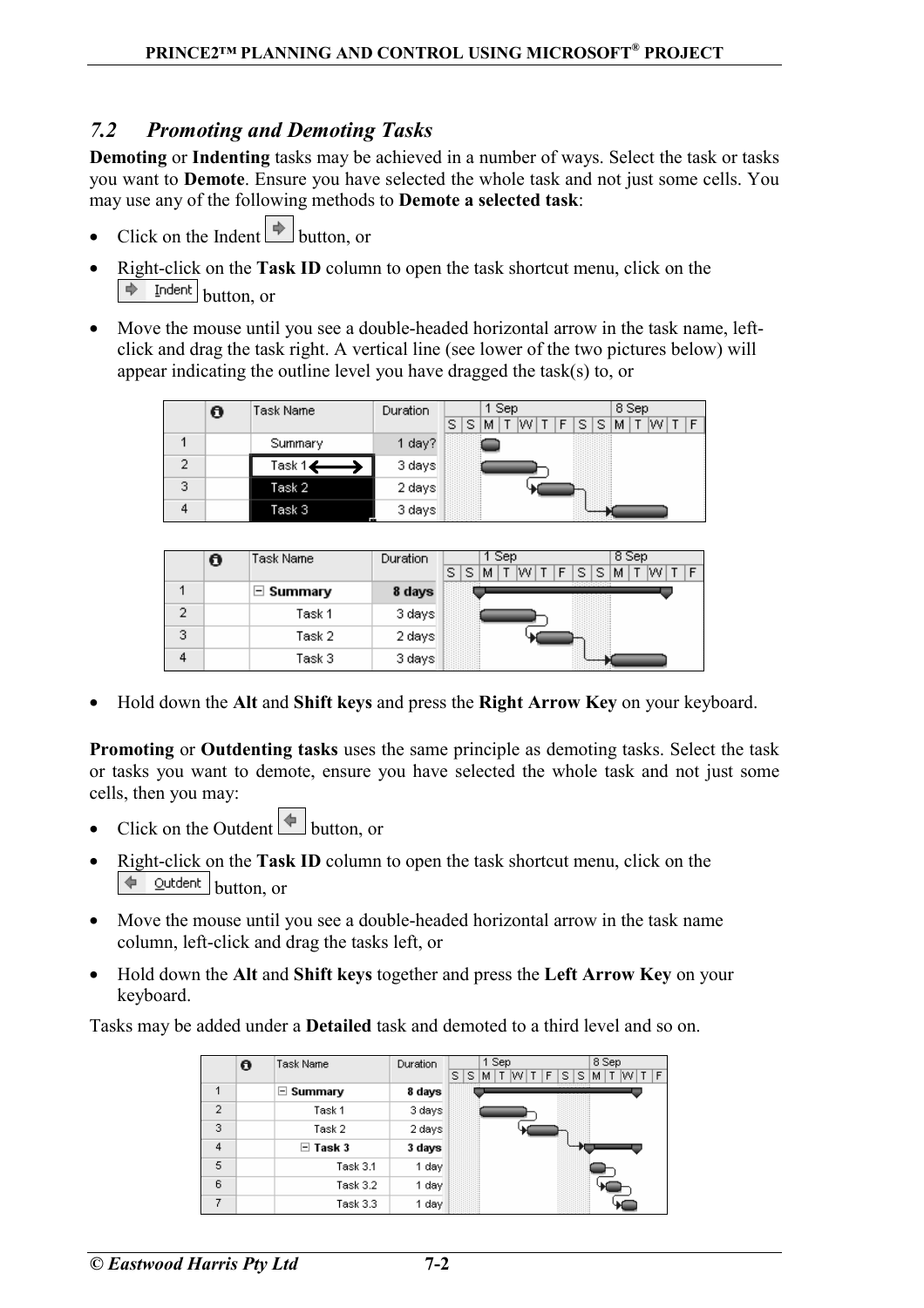## 7.2 Promoting and Demoting Tasks

**Demoting** or **Indenting** tasks may be achieved in a number of ways. Select the task or tasks you want to **Demote**. Ensure you have selected the whole task and not just some cells. You may use any of the following methods to **Demote a selected task**:

- Click on the Indent button, or
- Right-click on the **Task ID** column to open the task shortcut menu, click on the Indent button, or
- Move the mouse until you see a double-headed horizontal arrow in the task name, left-click and drag the task right. A vertical line (see lower of the two pictures below) will appear indicating the outline level you have dragged the task(s) to, or

| | Task Name | Duration |
|---|---|---|
| 1 | Summary | 1 day? |
| 2 | Task 1 | 3 days |
| 3 | Task 2 | 2 days |
| 4 | Task 3 | 3 days |

| | Task Name | Duration |
|---|---|---|
| 1 | Summary | 8 days |
| 2 | Task 1 | 3 days |
| 3 | Task 2 | 2 days |
| 4 | Task 3 | 3 days |

- Hold down the **Alt** and **Shift keys** and press the **Right Arrow Key** on your keyboard.

**Promoting** or **Outdenting tasks** uses the same principle as demoting tasks. Select the task or tasks you want to demote, ensure you have selected the whole task and not just some cells, then you may:

- Click on the Outdent button, or
- Right-click on the **Task ID** column to open the task shortcut menu, click on the Outdent button, or
- Move the mouse until you see a double-headed horizontal arrow in the task name column, left-click and drag the tasks left, or
- Hold down the **Alt** and **Shift keys** together and press the **Left Arrow Key** on your keyboard.

Tasks may be added under a **Detailed** task and demoted to a third level and so on.

| | Task Name | Duration |
|---|---|---|
| 1 | Summary | 8 days |
| 2 | Task 1 | 3 days |
| 3 | Task 2 | 2 days |
| 4 | Task 3 | 3 days |
| 5 | Task 3.1 | 1 day |
| 6 | Task 3.2 | 1 day |
| 7 | Task 3.3 | 1 day |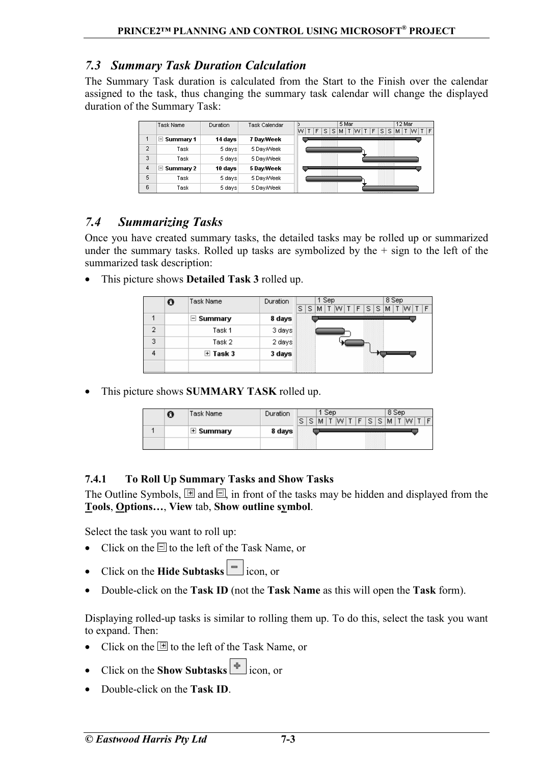## 7.3 Summary Task Duration Calculation

The Summary Task duration is calculated from the Start to the Finish over the calendar assigned to the task, thus changing the summary task calendar will change the displayed duration of the Summary Task:

| | Task Name | Duration | Task Calendar |
|---|---|---|---|
| 1 | ⊟ Summary 1 | 14 days | 7 Day/Week |
| 2 | Task | 5 days | 5 Day/Week |
| 3 | Task | 5 days | 5 Day/Week |
| 4 | ⊟ Summary 2 | 10 days | 5 Day/Week |
| 5 | Task | 5 days | 5 Day/Week |
| 6 | Task | 5 days | 5 Day/Week |

## 7.4 Summarizing Tasks

Once you have created summary tasks, the detailed tasks may be rolled up or summarized under the summary tasks. Rolled up tasks are symbolized by the + sign to the left of the summarized task description:

- This picture shows **Detailed Task 3** rolled up.

| | Task Name | Duration |
|---|---|---|
| 1 | ⊟ Summary | 8 days |
| 2 | Task 1 | 3 days |
| 3 | Task 2 | 2 days |
| 4 | ⊞ Task 3 | 3 days |

- This picture shows **SUMMARY TASK** rolled up.

| | Task Name | Duration |
|---|---|---|
| 1 | ⊞ Summary | 8 days |

### 7.4.1 To Roll Up Summary Tasks and Show Tasks

The Outline Symbols, ⊞ and ⊟, in front of the tasks may be hidden and displayed from the **Tools**, **Options…**, **View** tab, **Show outline symbol**.

Select the task you want to roll up:

- Click on the ⊟ to the left of the Task Name, or
- Click on the **Hide Subtasks** icon, or
- Double-click on the **Task ID** (not the **Task Name** as this will open the **Task** form).

Displaying rolled-up tasks is similar to rolling them up. To do this, select the task you want to expand. Then:

- Click on the ⊞ to the left of the Task Name, or
- Click on the **Show Subtasks** icon, or
- Double-click on the **Task ID**.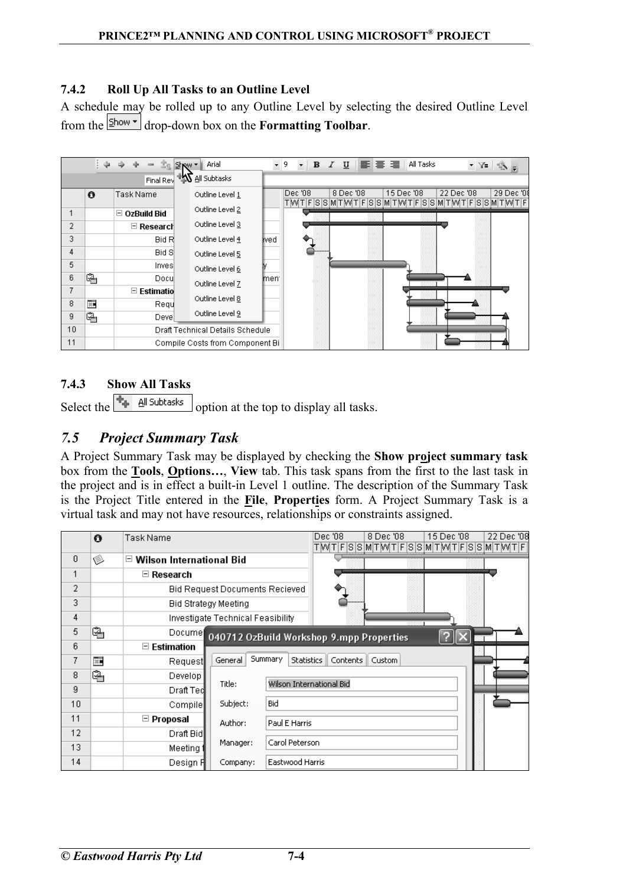### 7.4.2 Roll Up All Tasks to an Outline Level

A schedule may be rolled up to any Outline Level by selecting the desired Outline Level from the Show drop-down box on the **Formatting Toolbar**.

### 7.4.3 Show All Tasks

Select the All Subtasks option at the top to display all tasks.

## *7.5 Project Summary Task*

A Project Summary Task may be displayed by checking the **Show project summary task** box from the **Tools**, **Options…**, **View** tab. This task spans from the first to the last task in the project and is in effect a built-in Level 1 outline. The description of the Summary Task is the Project Title entered in the **File**, **Properties** form. A Project Summary Task is a virtual task and may not have resources, relationships or constraints assigned.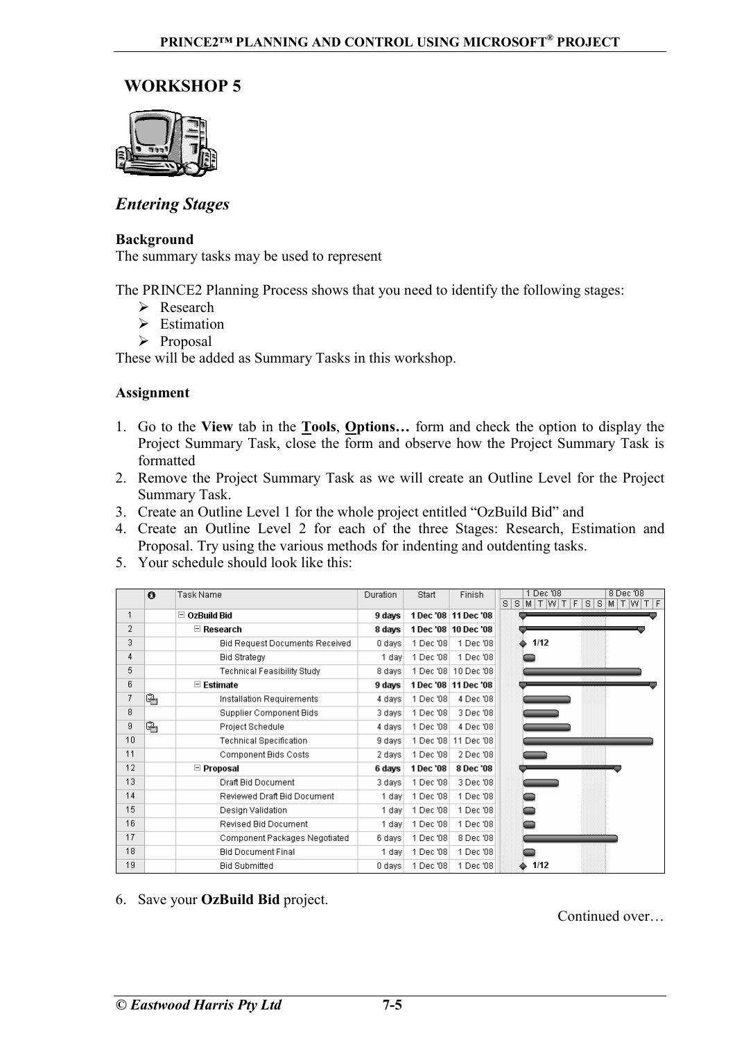# WORKSHOP 5

## *Entering Stages*

**Background**

The summary tasks may be used to represent

The PRINCE2 Planning Process shows that you need to identify the following stages:

- Research
- Estimation
- Proposal

These will be added as Summary Tasks in this workshop.

**Assignment**

1. Go to the **View** tab in the **Tools**, **Options…** form and check the option to display the Project Summary Task, close the form and observe how the Project Summary Task is formatted
2. Remove the Project Summary Task as we will create an Outline Level for the Project Summary Task.
3. Create an Outline Level 1 for the whole project entitled "OzBuild Bid" and
4. Create an Outline Level 2 for each of the three Stages: Research, Estimation and Proposal. Try using the various methods for indenting and outdenting tasks.
5. Your schedule should look like this:

| | Task Name | Duration | Start | Finish |
|---|---|---|---|---|
| 1 | **OzBuild Bid** | **9 days** | **1 Dec '08** | **11 Dec '08** |
| 2 | **Research** | **8 days** | **1 Dec '08** | **10 Dec '08** |
| 3 | Bid Request Documents Received | 0 days | 1 Dec '08 | 1 Dec '08 |
| 4 | Bid Strategy | 1 day | 1 Dec '08 | 1 Dec '08 |
| 5 | Technical Feasibility Study | 8 days | 1 Dec '08 | 10 Dec '08 |
| 6 | **Estimate** | **9 days** | **1 Dec '08** | **11 Dec '08** |
| 7 | Installation Requirements | 4 days | 1 Dec '08 | 4 Dec '08 |
| 8 | Supplier Component Bids | 3 days | 1 Dec '08 | 3 Dec '08 |
| 9 | Project Schedule | 4 days | 1 Dec '08 | 4 Dec '08 |
| 10 | Technical Specification | 9 days | 1 Dec '08 | 11 Dec '08 |
| 11 | Component Bids Costs | 2 days | 1 Dec '08 | 2 Dec '08 |
| 12 | **Proposal** | **6 days** | **1 Dec '08** | **8 Dec '08** |
| 13 | Draft Bid Document | 3 days | 1 Dec '08 | 3 Dec '08 |
| 14 | Reviewed Draft Bid Document | 1 day | 1 Dec '08 | 1 Dec '08 |
| 15 | Design Validation | 1 day | 1 Dec '08 | 1 Dec '08 |
| 16 | Revised Bid Document | 1 day | 1 Dec '08 | 1 Dec '08 |
| 17 | Component Packages Negotiated | 6 days | 1 Dec '08 | 8 Dec '08 |
| 18 | Bid Document Final | 1 day | 1 Dec '08 | 1 Dec '08 |
| 19 | Bid Submitted | 0 days | 1 Dec '08 | 1 Dec '08 |

6. Save your **OzBuild Bid** project.

Continued over…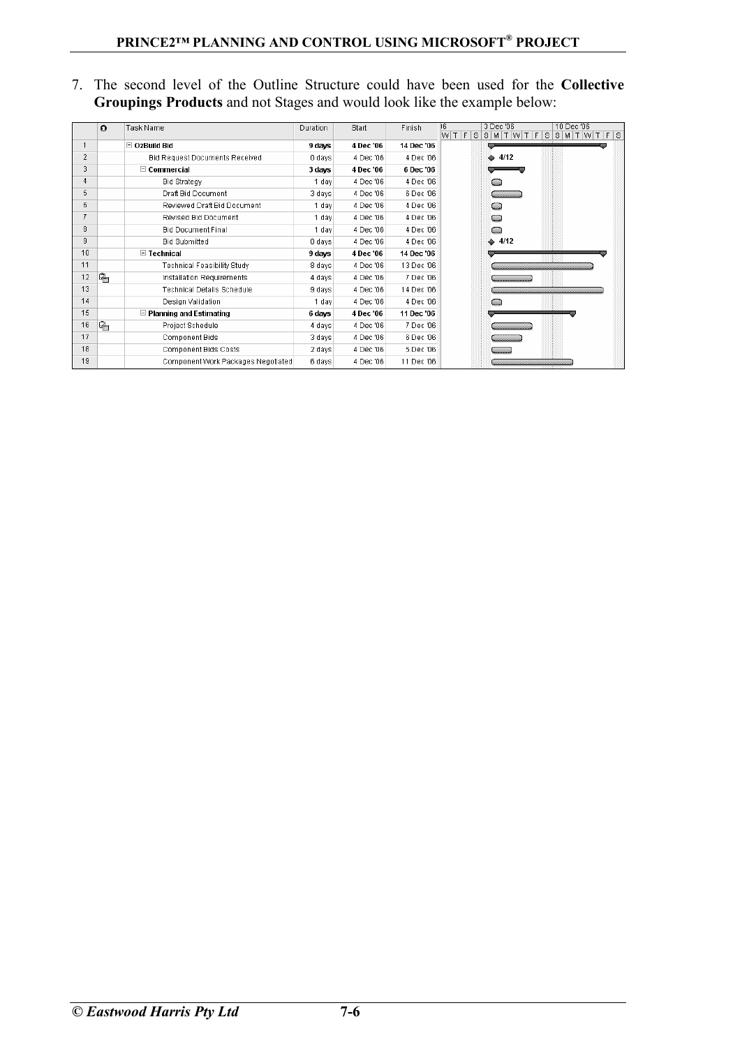7. The second level of the Outline Structure could have been used for the **Collective Groupings Products** and not Stages and would look like the example below:

| | | Task Name | Duration | Start | Finish |
|---|---|---|---|---|---|
| 1 | | ⊟ **OzBuild Bid** | **9 days** | **4 Dec '06** | **14 Dec '06** |
| 2 | | Bid Request Documents Received | 0 days | 4 Dec '06 | 4 Dec '06 |
| 3 | | ⊟ **Commercial** | **3 days** | **4 Dec '06** | **6 Dec '06** |
| 4 | | Bid Strategy | 1 day | 4 Dec '06 | 4 Dec '06 |
| 5 | | Draft Bid Document | 3 days | 4 Dec '06 | 6 Dec '06 |
| 6 | | Reviewed Draft Bid Document | 1 day | 4 Dec '06 | 4 Dec '06 |
| 7 | | Revised Bid Document | 1 day | 4 Dec '06 | 4 Dec '06 |
| 8 | | Bid Document Final | 1 day | 4 Dec '06 | 4 Dec '06 |
| 9 | | Bid Submitted | 0 days | 4 Dec '06 | 4 Dec '06 |
| 10 | | ⊟ **Technical** | **9 days** | **4 Dec '06** | **14 Dec '06** |
| 11 | | Technical Feasibility Study | 8 days | 4 Dec '06 | 13 Dec '06 |
| 12 | | Installation Requirements | 4 days | 4 Dec '06 | 7 Dec '06 |
| 13 | | Technical Details Schedule | 9 days | 4 Dec '06 | 14 Dec '06 |
| 14 | | Design Validation | 1 day | 4 Dec '06 | 4 Dec '06 |
| 15 | | ⊟ **Planning and Estimating** | **6 days** | **4 Dec '06** | **11 Dec '06** |
| 16 | | Project Schedule | 4 days | 4 Dec '06 | 7 Dec '06 |
| 17 | | Component Bids | 3 days | 4 Dec '06 | 6 Dec '06 |
| 18 | | Component Bids Costs | 2 days | 4 Dec '06 | 5 Dec '06 |
| 19 | | Component Work Packages Negotiated | 6 days | 4 Dec '06 | 11 Dec '06 |

3 Dec '06
10 Dec '06
4/12
4/12

© *Eastwood Harris Pty Ltd*